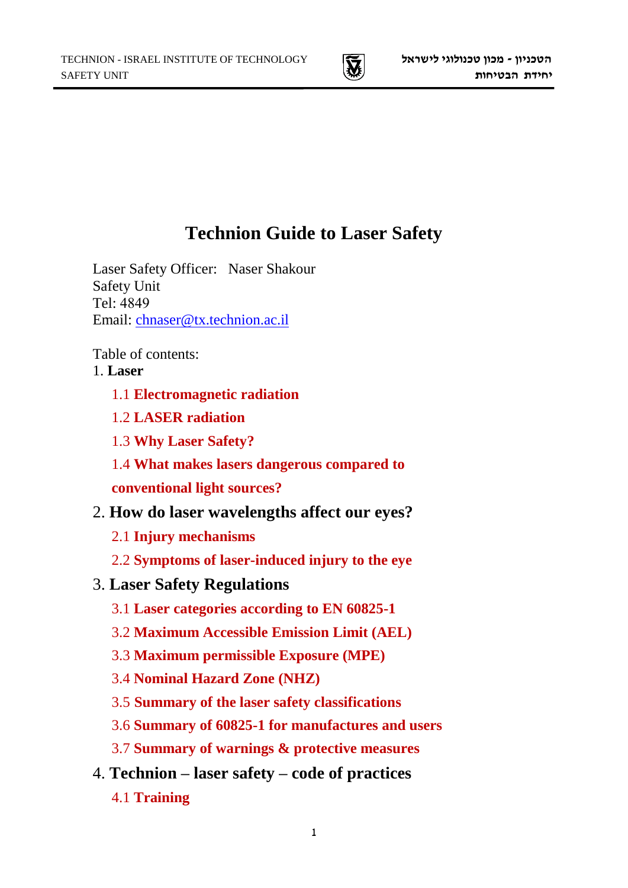# Technion Guide to Laser Safety

Laser Safety Officer: Naser Shakour
Safety Unit
Tel: 4849
Email: chnaser@tx.technion.ac.il

Table of contents:

1. **Laser**
    - 1.1 **Electromagnetic radiation**
    - 1.2 **LASER radiation**
    - 1.3 **Why Laser Safety?**
    - 1.4 **What makes lasers dangerous compared to conventional light sources?**
2. **How do laser wavelengths affect our eyes?**
    - 2.1 **Injury mechanisms**
    - 2.2 **Symptoms of laser-induced injury to the eye**
3. **Laser Safety Regulations**
    - 3.1 **Laser categories according to EN 60825-1**
    - 3.2 **Maximum Accessible Emission Limit (AEL)**
    - 3.3 **Maximum permissible Exposure (MPE)**
    - 3.4 **Nominal Hazard Zone (NHZ)**
    - 3.5 **Summary of the laser safety classifications**
    - 3.6 **Summary of 60825-1 for manufactures and users**
    - 3.7 **Summary of warnings & protective measures**
4. **Technion – laser safety – code of practices**
    - 4.1 **Training**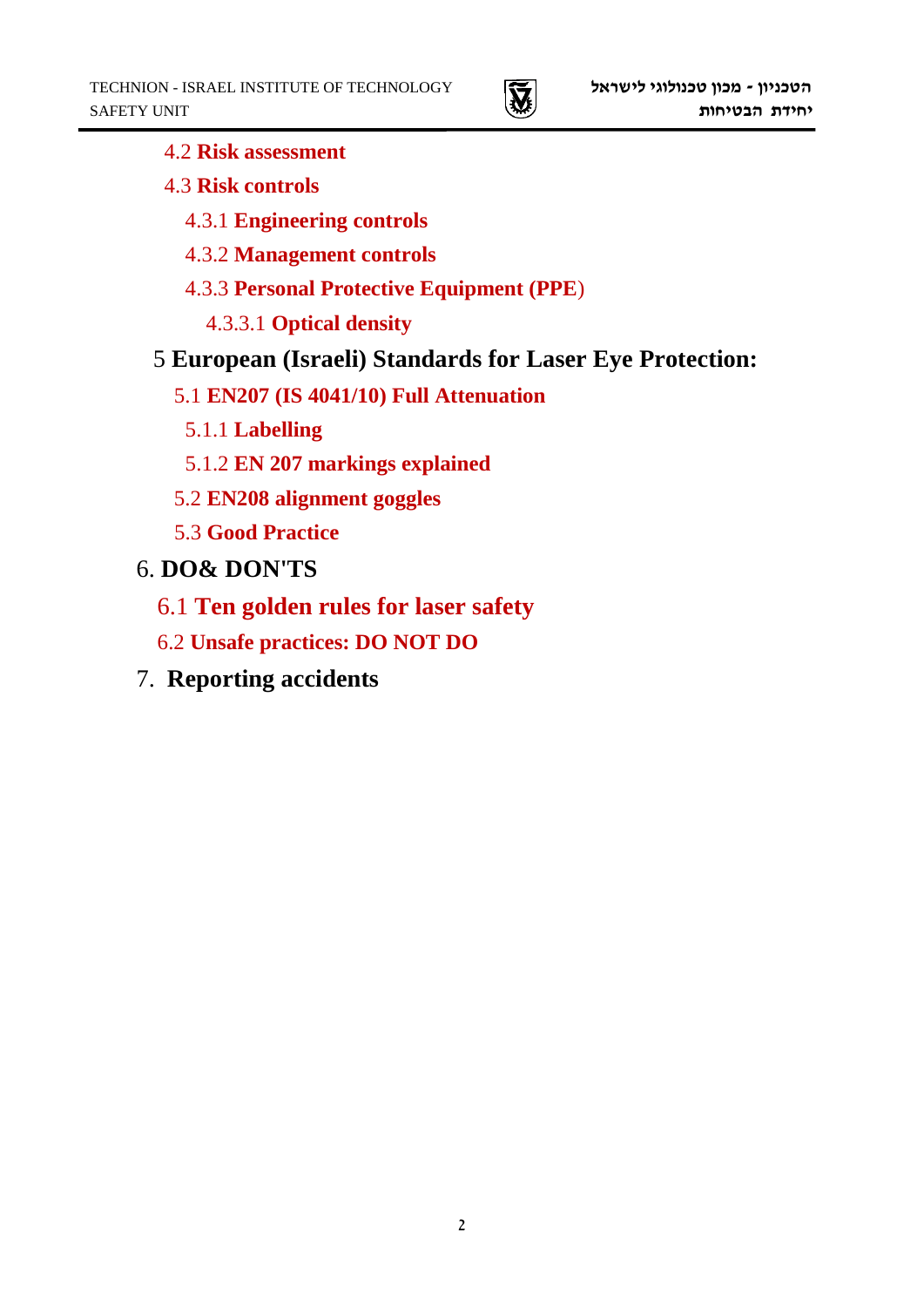- 4.2 **Risk assessment**
- 4.3 **Risk controls**
  - 4.3.1 **Engineering controls**
  - 4.3.2 **Management controls**
  - 4.3.3 **Personal Protective Equipment (PPE)**
    - 4.3.3.1 **Optical density**

5 **European (Israeli) Standards for Laser Eye Protection:**

- 5.1 **EN207 (IS 4041/10) Full Attenuation**
  - 5.1.1 **Labelling**
  - 5.1.2 **EN 207 markings explained**
- 5.2 **EN208 alignment goggles**
- 5.3 **Good Practice**

6. **DO& DON'TS**

- 6.1 **Ten golden rules for laser safety**
- 6.2 **Unsafe practices: DO NOT DO**

7. **Reporting accidents**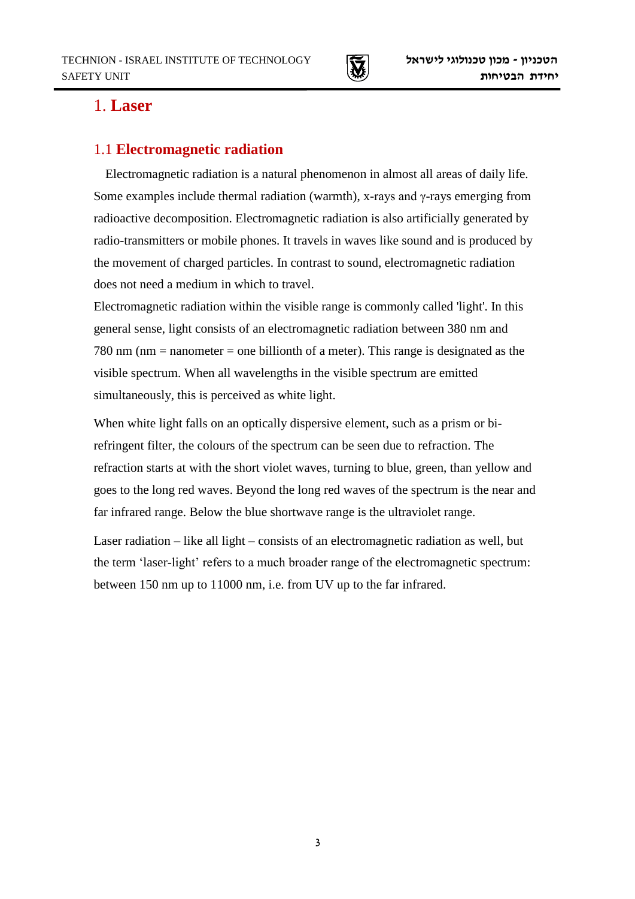# 1. Laser

## 1.1 Electromagnetic radiation

Electromagnetic radiation is a natural phenomenon in almost all areas of daily life. Some examples include thermal radiation (warmth), x-rays and γ-rays emerging from radioactive decomposition. Electromagnetic radiation is also artificially generated by radio-transmitters or mobile phones. It travels in waves like sound and is produced by the movement of charged particles. In contrast to sound, electromagnetic radiation does not need a medium in which to travel.

Electromagnetic radiation within the visible range is commonly called 'light'. In this general sense, light consists of an electromagnetic radiation between 380 nm and 780 nm (nm = nanometer = one billionth of a meter). This range is designated as the visible spectrum. When all wavelengths in the visible spectrum are emitted simultaneously, this is perceived as white light.

When white light falls on an optically dispersive element, such as a prism or bi-refringent filter, the colours of the spectrum can be seen due to refraction. The refraction starts at with the short violet waves, turning to blue, green, than yellow and goes to the long red waves. Beyond the long red waves of the spectrum is the near and far infrared range. Below the blue shortwave range is the ultraviolet range.

Laser radiation – like all light – consists of an electromagnetic radiation as well, but the term 'laser-light' refers to a much broader range of the electromagnetic spectrum: between 150 nm up to 11000 nm, i.e. from UV up to the far infrared.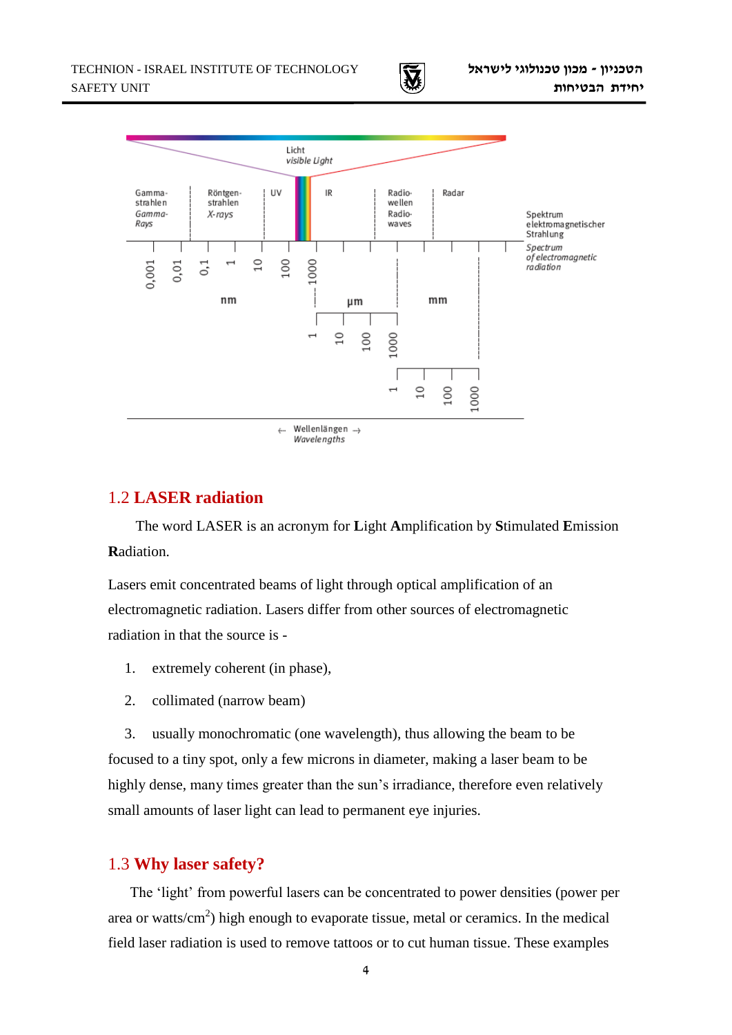Licht
*visible Light*

Gamma-strahlen *Gamma-Rays* | Röntgen-strahlen *X-rays* | UV | IR | Radio-wellen Radio-waves | Radar

Spektrum elektromagnetischer Strahlung
*Spectrum of electromagnetic radiation*

0,001 0,01 0,1 1 10 100 1000 nm

1 10 100 1000 µm

1 10 100 1000 mm

← Wellenlängen →
*Wavelengths*

## 1.2 LASER radiation

The word LASER is an acronym for **L**ight **A**mplification by **S**timulated **E**mission **R**adiation.

Lasers emit concentrated beams of light through optical amplification of an electromagnetic radiation. Lasers differ from other sources of electromagnetic radiation in that the source is -

1. extremely coherent (in phase),
2. collimated (narrow beam)
3. usually monochromatic (one wavelength), thus allowing the beam to be focused to a tiny spot, only a few microns in diameter, making a laser beam to be highly dense, many times greater than the sun's irradiance, therefore even relatively small amounts of laser light can lead to permanent eye injuries.

## 1.3 Why laser safety?

The 'light' from powerful lasers can be concentrated to power densities (power per area or watts/$cm^2$) high enough to evaporate tissue, metal or ceramics. In the medical field laser radiation is used to remove tattoos or to cut human tissue. These examples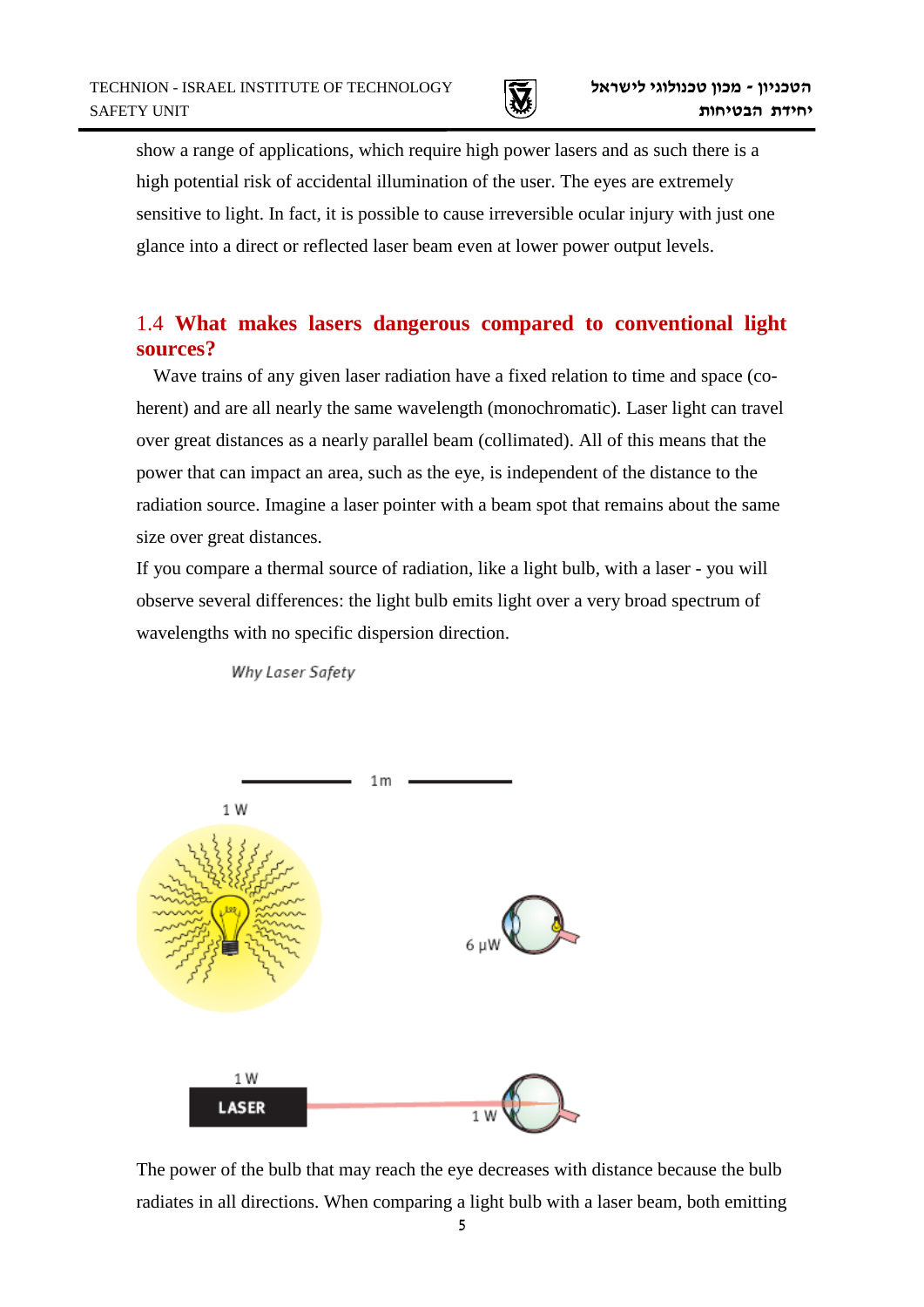show a range of applications, which require high power lasers and as such there is a high potential risk of accidental illumination of the user. The eyes are extremely sensitive to light. In fact, it is possible to cause irreversible ocular injury with just one glance into a direct or reflected laser beam even at lower power output levels.

## 1.4 What makes lasers dangerous compared to conventional light sources?

Wave trains of any given laser radiation have a fixed relation to time and space (coherent) and are all nearly the same wavelength (monochromatic). Laser light can travel over great distances as a nearly parallel beam (collimated). All of this means that the power that can impact an area, such as the eye, is independent of the distance to the radiation source. Imagine a laser pointer with a beam spot that remains about the same size over great distances.

If you compare a thermal source of radiation, like a light bulb, with a laser - you will observe several differences: the light bulb emits light over a very broad spectrum of wavelengths with no specific dispersion direction.

*Why Laser Safety*

1m

1 W

6 μW

1 W

LASER

1 W

The power of the bulb that may reach the eye decreases with distance because the bulb radiates in all directions. When comparing a light bulb with a laser beam, both emitting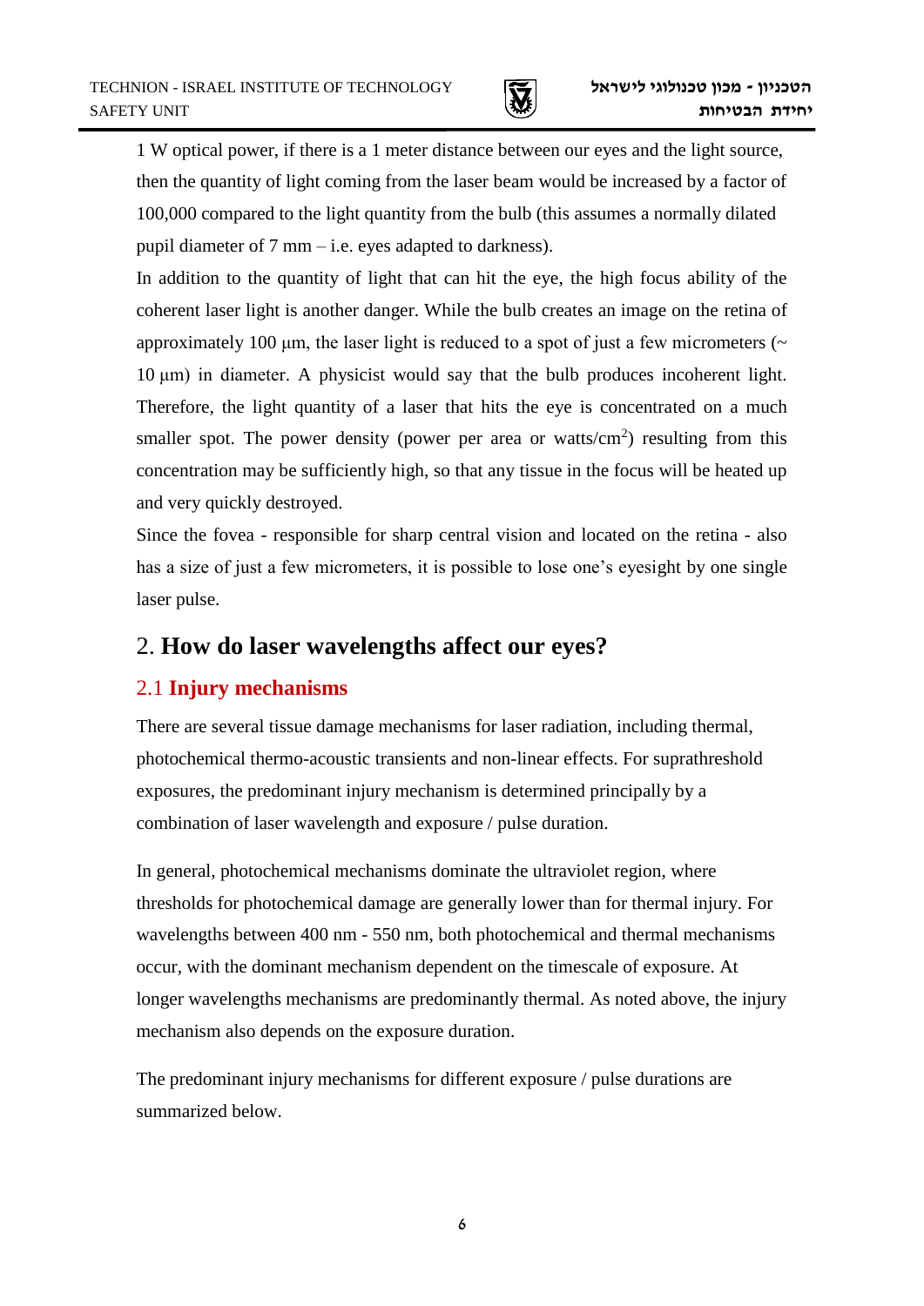1 W optical power, if there is a 1 meter distance between our eyes and the light source, then the quantity of light coming from the laser beam would be increased by a factor of 100,000 compared to the light quantity from the bulb (this assumes a normally dilated pupil diameter of 7 mm – i.e. eyes adapted to darkness).

In addition to the quantity of light that can hit the eye, the high focus ability of the coherent laser light is another danger. While the bulb creates an image on the retina of approximately 100 µm, the laser light is reduced to a spot of just a few micrometers (~ 10 µm) in diameter. A physicist would say that the bulb produces incoherent light. Therefore, the light quantity of a laser that hits the eye is concentrated on a much smaller spot. The power density (power per area or watts/cm$^2$) resulting from this concentration may be sufficiently high, so that any tissue in the focus will be heated up and very quickly destroyed.

Since the fovea - responsible for sharp central vision and located on the retina - also has a size of just a few micrometers, it is possible to lose one's eyesight by one single laser pulse.

## 2. **How do laser wavelengths affect our eyes?**

### 2.1 **Injury mechanisms**

There are several tissue damage mechanisms for laser radiation, including thermal, photochemical thermo-acoustic transients and non-linear effects. For suprathreshold exposures, the predominant injury mechanism is determined principally by a combination of laser wavelength and exposure / pulse duration.

In general, photochemical mechanisms dominate the ultraviolet region, where thresholds for photochemical damage are generally lower than for thermal injury. For wavelengths between 400 nm - 550 nm, both photochemical and thermal mechanisms occur, with the dominant mechanism dependent on the timescale of exposure. At longer wavelengths mechanisms are predominantly thermal. As noted above, the injury mechanism also depends on the exposure duration.

The predominant injury mechanisms for different exposure / pulse durations are summarized below.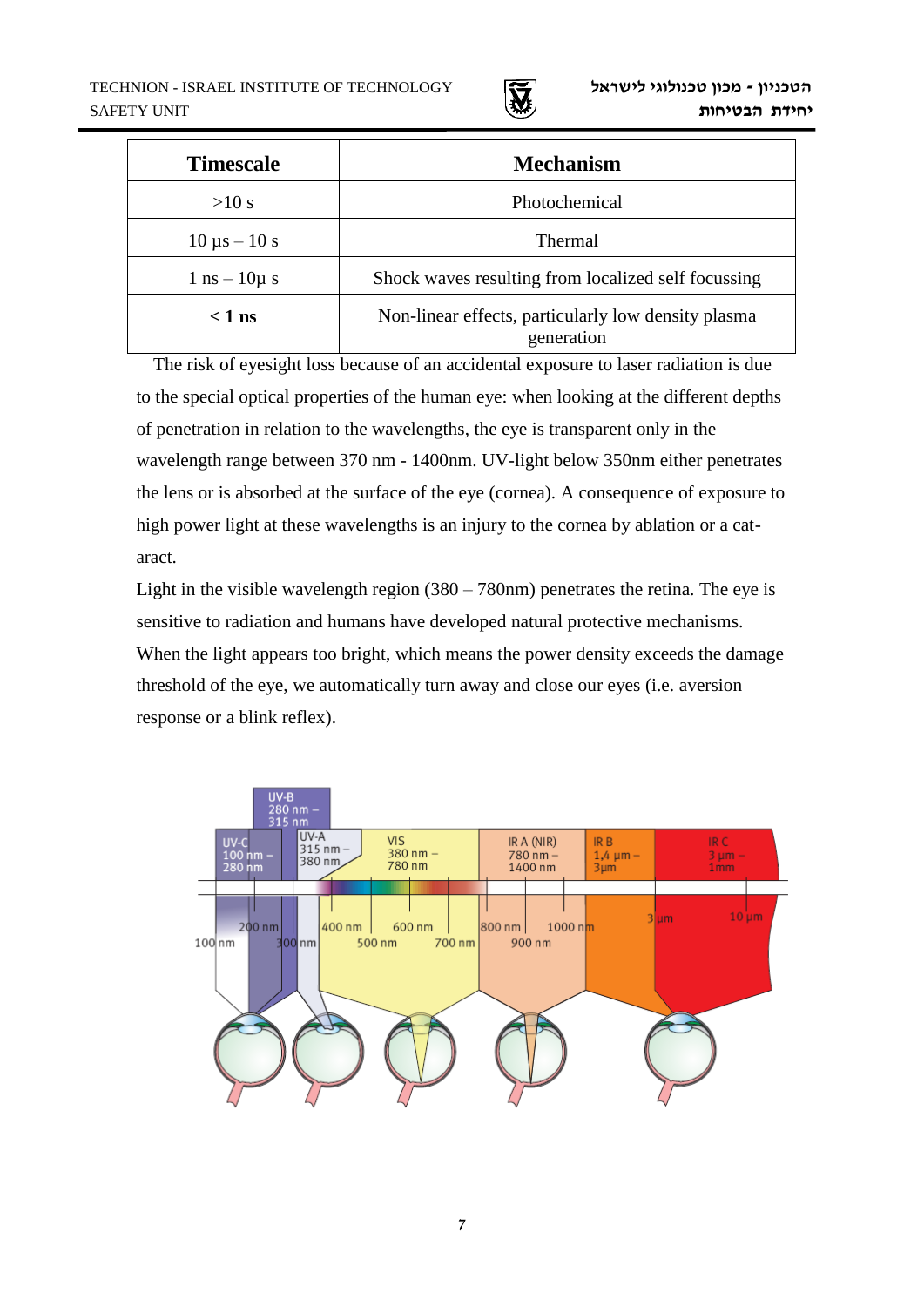| Timescale | Mechanism |
|---|---|
| >10 s | Photochemical |
| 10 µs – 10 s | Thermal |
| 1 ns – 10µ s | Shock waves resulting from localized self focussing |
| **< 1 ns** | Non-linear effects, particularly low density plasma generation |

The risk of eyesight loss because of an accidental exposure to laser radiation is due to the special optical properties of the human eye: when looking at the different depths of penetration in relation to the wavelengths, the eye is transparent only in the wavelength range between 370 nm - 1400nm. UV-light below 350nm either penetrates the lens or is absorbed at the surface of the eye (cornea). A consequence of exposure to high power light at these wavelengths is an injury to the cornea by ablation or a cataract.

Light in the visible wavelength region (380 – 780nm) penetrates the retina. The eye is sensitive to radiation and humans have developed natural protective mechanisms. When the light appears too bright, which means the power density exceeds the damage threshold of the eye, we automatically turn away and close our eyes (i.e. aversion response or a blink reflex).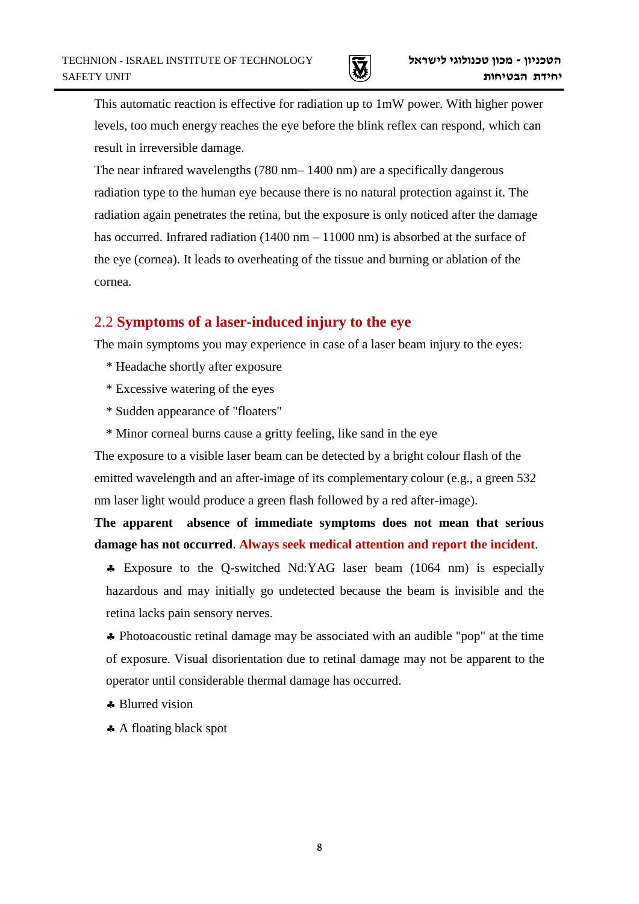This automatic reaction is effective for radiation up to 1mW power. With higher power levels, too much energy reaches the eye before the blink reflex can respond, which can result in irreversible damage.

The near infrared wavelengths (780 nm– 1400 nm) are a specifically dangerous radiation type to the human eye because there is no natural protection against it. The radiation again penetrates the retina, but the exposure is only noticed after the damage has occurred. Infrared radiation (1400 nm – 11000 nm) is absorbed at the surface of the eye (cornea). It leads to overheating of the tissue and burning or ablation of the cornea.

## 2.2 Symptoms of a laser-induced injury to the eye

The main symptoms you may experience in case of a laser beam injury to the eyes:

- Headache shortly after exposure
- Excessive watering of the eyes
- Sudden appearance of "floaters"
- Minor corneal burns cause a gritty feeling, like sand in the eye

The exposure to a visible laser beam can be detected by a bright colour flash of the emitted wavelength and an after-image of its complementary colour (e.g., a green 532 nm laser light would produce a green flash followed by a red after-image).

**The apparent absence of immediate symptoms does not mean that serious damage has not occurred**. **Always seek medical attention and report the incident**.

- Exposure to the Q-switched Nd:YAG laser beam (1064 nm) is especially hazardous and may initially go undetected because the beam is invisible and the retina lacks pain sensory nerves.
- Photoacoustic retinal damage may be associated with an audible "pop" at the time of exposure. Visual disorientation due to retinal damage may not be apparent to the operator until considerable thermal damage has occurred.
- Blurred vision
- A floating black spot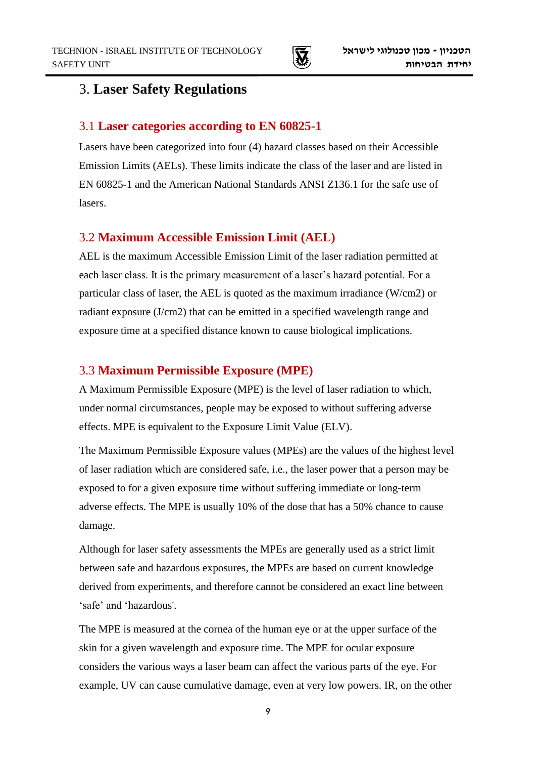# 3. Laser Safety Regulations

## 3.1 Laser categories according to EN 60825-1

Lasers have been categorized into four (4) hazard classes based on their Accessible Emission Limits (AELs). These limits indicate the class of the laser and are listed in EN 60825-1 and the American National Standards ANSI Z136.1 for the safe use of lasers.

## 3.2 Maximum Accessible Emission Limit (AEL)

AEL is the maximum Accessible Emission Limit of the laser radiation permitted at each laser class. It is the primary measurement of a laser's hazard potential. For a particular class of laser, the AEL is quoted as the maximum irradiance (W/cm2) or radiant exposure (J/cm2) that can be emitted in a specified wavelength range and exposure time at a specified distance known to cause biological implications.

## 3.3 Maximum Permissible Exposure (MPE)

A Maximum Permissible Exposure (MPE) is the level of laser radiation to which, under normal circumstances, people may be exposed to without suffering adverse effects. MPE is equivalent to the Exposure Limit Value (ELV).

The Maximum Permissible Exposure values (MPEs) are the values of the highest level of laser radiation which are considered safe, i.e., the laser power that a person may be exposed to for a given exposure time without suffering immediate or long-term adverse effects. The MPE is usually 10% of the dose that has a 50% chance to cause damage.

Although for laser safety assessments the MPEs are generally used as a strict limit between safe and hazardous exposures, the MPEs are based on current knowledge derived from experiments, and therefore cannot be considered an exact line between 'safe' and 'hazardous'.

The MPE is measured at the cornea of the human eye or at the upper surface of the skin for a given wavelength and exposure time. The MPE for ocular exposure considers the various ways a laser beam can affect the various parts of the eye. For example, UV can cause cumulative damage, even at very low powers. IR, on the other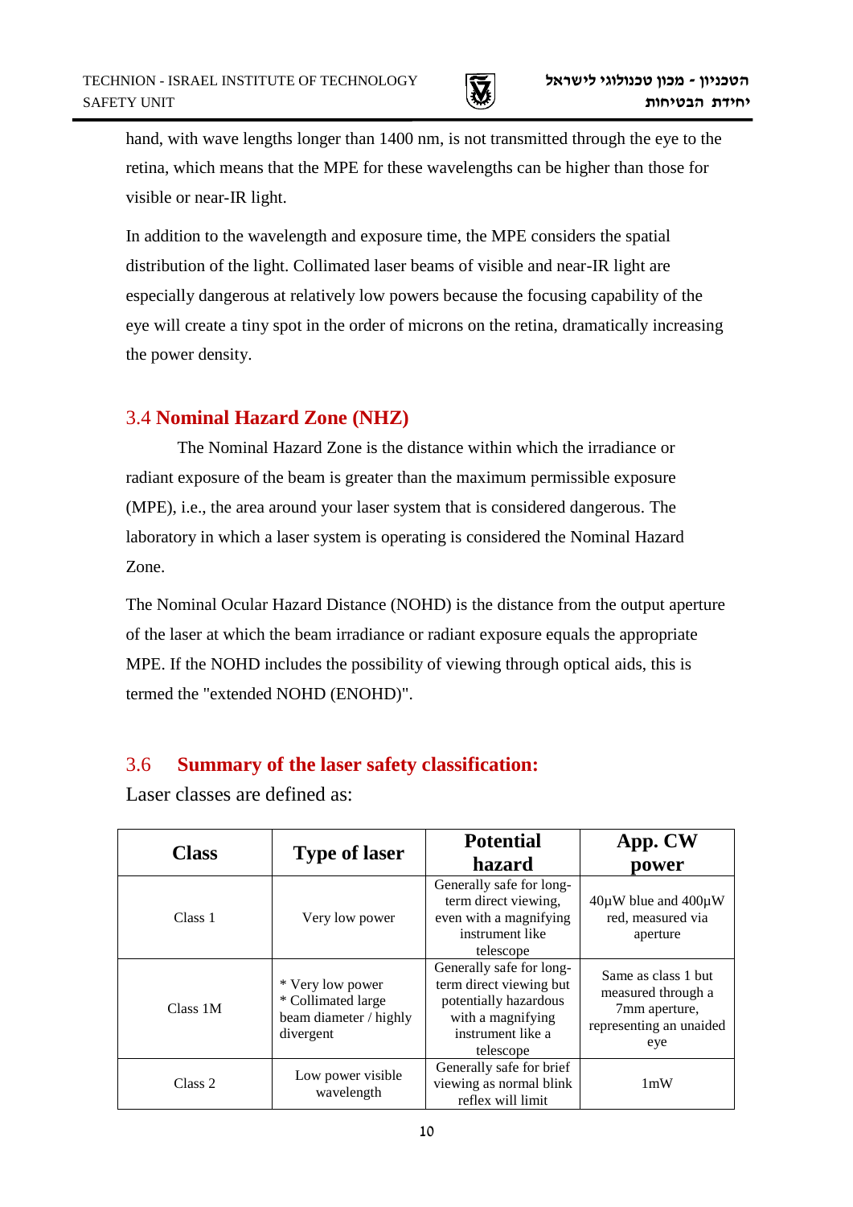hand, with wave lengths longer than 1400 nm, is not transmitted through the eye to the retina, which means that the MPE for these wavelengths can be higher than those for visible or near-IR light.

In addition to the wavelength and exposure time, the MPE considers the spatial distribution of the light. Collimated laser beams of visible and near-IR light are especially dangerous at relatively low powers because the focusing capability of the eye will create a tiny spot in the order of microns on the retina, dramatically increasing the power density.

## 3.4 **Nominal Hazard Zone (NHZ)**

The Nominal Hazard Zone is the distance within which the irradiance or radiant exposure of the beam is greater than the maximum permissible exposure (MPE), i.e., the area around your laser system that is considered dangerous. The laboratory in which a laser system is operating is considered the Nominal Hazard Zone.

The Nominal Ocular Hazard Distance (NOHD) is the distance from the output aperture of the laser at which the beam irradiance or radiant exposure equals the appropriate MPE. If the NOHD includes the possibility of viewing through optical aids, this is termed the "extended NOHD (ENOHD)".

## 3.6 **Summary of the laser safety classification:**

Laser classes are defined as:

| Class | Type of laser | Potential hazard | App. CW power |
|---|---|---|---|
| Class 1 | Very low power | Generally safe for long-term direct viewing, even with a magnifying instrument like telescope | 40μW blue and 400μW red, measured via aperture |
| Class 1M | * Very low power<br>* Collimated large beam diameter / highly divergent | Generally safe for long-term direct viewing but potentially hazardous with a magnifying instrument like a telescope | Same as class 1 but measured through a 7mm aperture, representing an unaided eye |
| Class 2 | Low power visible wavelength | Generally safe for brief viewing as normal blink reflex will limit | 1mW |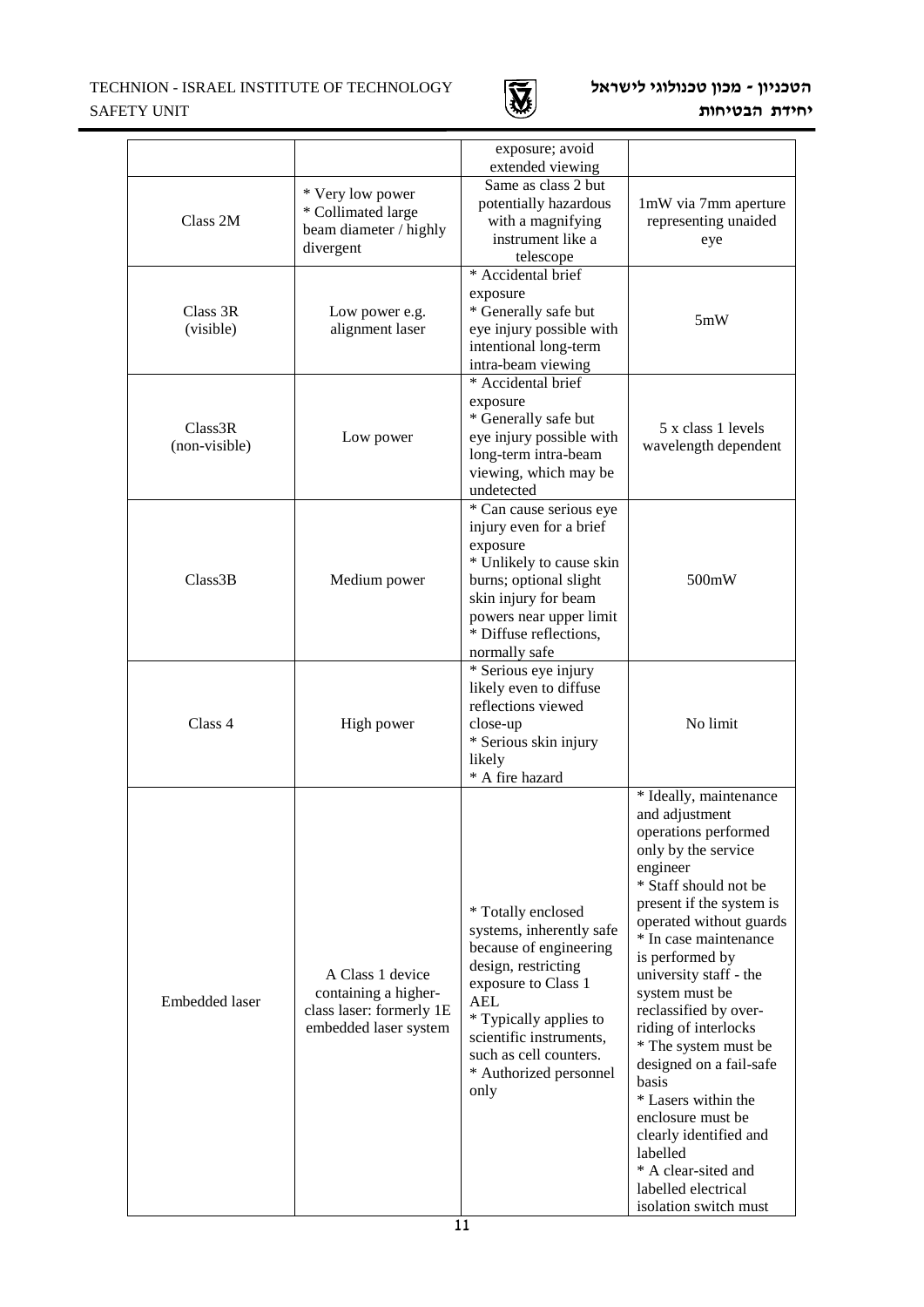| | | | |
|---|---|---|---|
| | | exposure; avoid extended viewing | |
| Class 2M | * Very low power * Collimated large beam diameter / highly divergent | Same as class 2 but potentially hazardous with a magnifying instrument like a telescope | 1mW via 7mm aperture representing unaided eye |
| Class 3R (visible) | Low power e.g. alignment laser | * Accidental brief exposure * Generally safe but eye injury possible with intentional long-term intra-beam viewing | 5mW |
| Class3R (non-visible) | Low power | * Accidental brief exposure * Generally safe but eye injury possible with long-term intra-beam viewing, which may be undetected | 5 x class 1 levels wavelength dependent |
| Class3B | Medium power | * Can cause serious eye injury even for a brief exposure * Unlikely to cause skin burns; optional slight skin injury for beam powers near upper limit * Diffuse reflections, normally safe | 500mW |
| Class 4 | High power | * Serious eye injury likely even to diffuse reflections viewed close-up * Serious skin injury likely * A fire hazard | No limit |
| Embedded laser | A Class 1 device containing a higher-class laser: formerly 1E embedded laser system | * Totally enclosed systems, inherently safe because of engineering design, restricting exposure to Class 1 AEL * Typically applies to scientific instruments, such as cell counters. * Authorized personnel only | * Ideally, maintenance and adjustment operations performed only by the service engineer * Staff should not be present if the system is operated without guards * In case maintenance is performed by university staff - the system must be reclassified by over-riding of interlocks * The system must be designed on a fail-safe basis * Lasers within the enclosure must be clearly identified and labelled * A clear-sited and labelled electrical isolation switch must |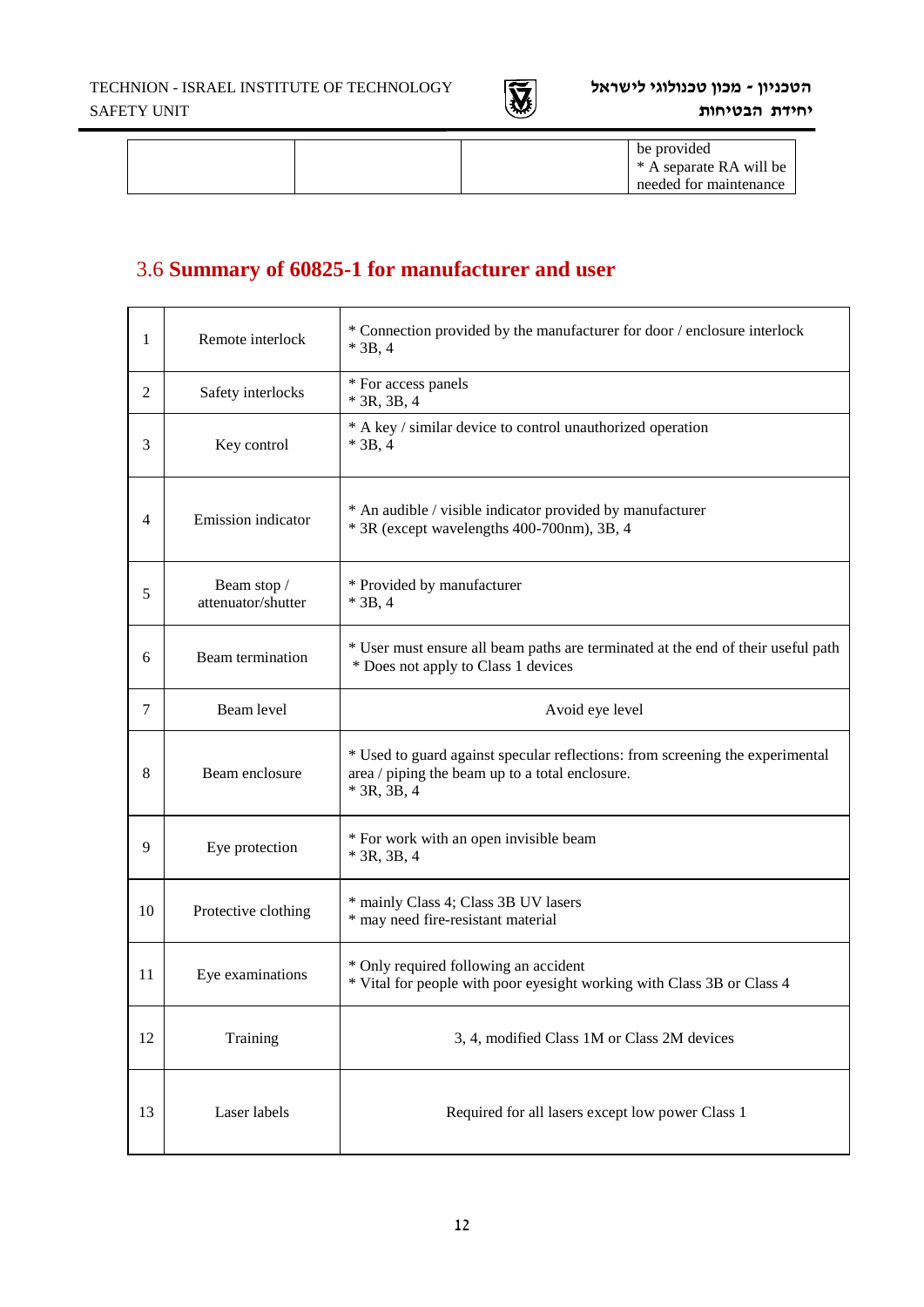| | | | be provided<br>* A separate RA will be needed for maintenance |
|---|---|---|---|

## 3.6 Summary of 60825-1 for manufacturer and user

| | | |
|---|---|---|
| 1 | Remote interlock | * Connection provided by the manufacturer for door / enclosure interlock<br>* 3B, 4 |
| 2 | Safety interlocks | * For access panels<br>* 3R, 3B, 4 |
| 3 | Key control | * A key / similar device to control unauthorized operation<br>* 3B, 4 |
| 4 | Emission indicator | * An audible / visible indicator provided by manufacturer<br>* 3R (except wavelengths 400-700nm), 3B, 4 |
| 5 | Beam stop / attenuator/shutter | * Provided by manufacturer<br>* 3B, 4 |
| 6 | Beam termination | * User must ensure all beam paths are terminated at the end of their useful path<br>* Does not apply to Class 1 devices |
| 7 | Beam level | Avoid eye level |
| 8 | Beam enclosure | * Used to guard against specular reflections: from screening the experimental area / piping the beam up to a total enclosure.<br>* 3R, 3B, 4 |
| 9 | Eye protection | * For work with an open invisible beam<br>* 3R, 3B, 4 |
| 10 | Protective clothing | * mainly Class 4; Class 3B UV lasers<br>* may need fire-resistant material |
| 11 | Eye examinations | * Only required following an accident<br>* Vital for people with poor eyesight working with Class 3B or Class 4 |
| 12 | Training | 3, 4, modified Class 1M or Class 2M devices |
| 13 | Laser labels | Required for all lasers except low power Class 1 |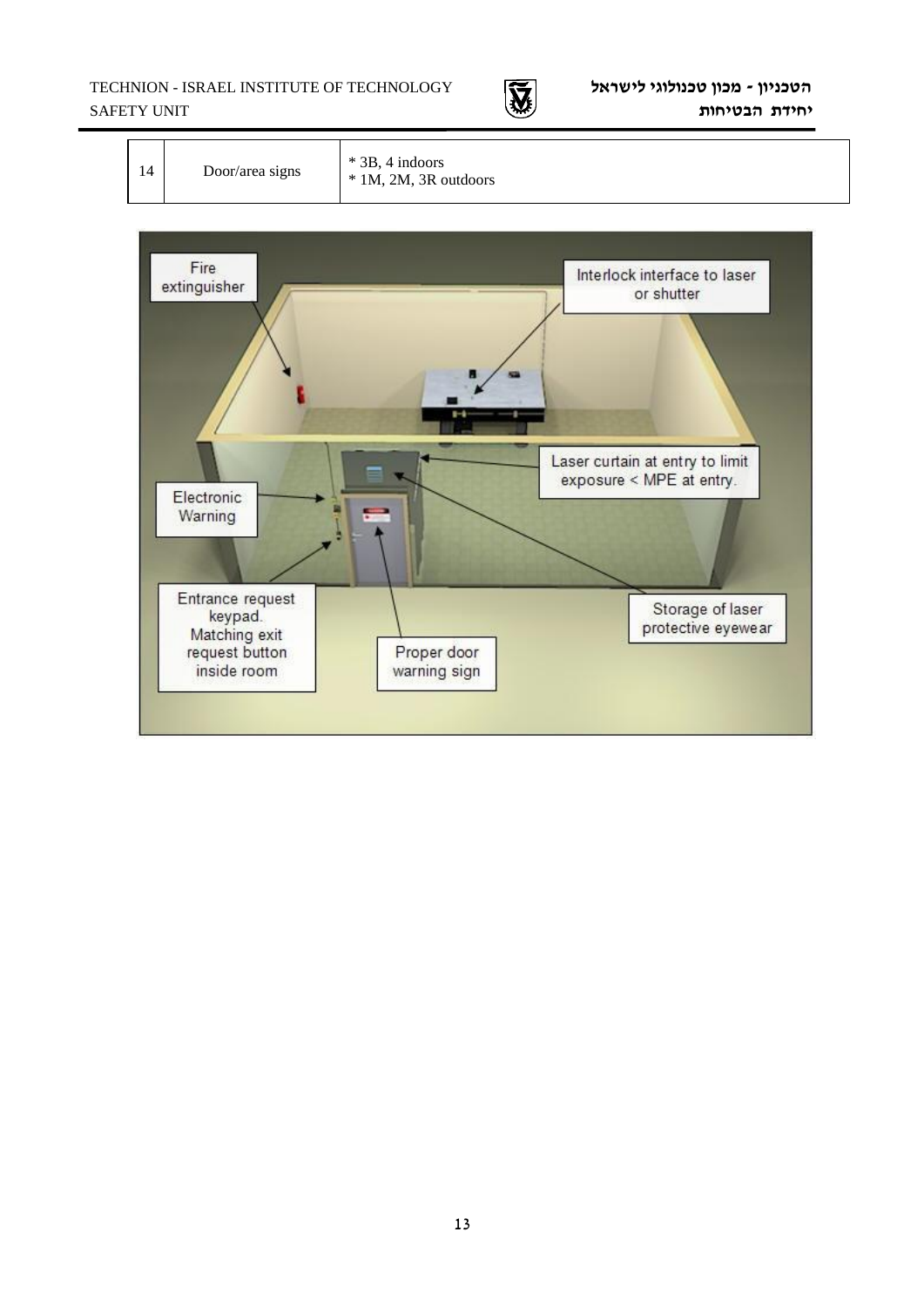| 14 | Door/area signs | * 3B, 4 indoors<br>* 1M, 2M, 3R outdoors |
|---|---|---|

Fire extinguisher

Interlock interface to laser or shutter

Laser curtain at entry to limit exposure < MPE at entry.

Electronic Warning

Entrance request keypad. Matching exit request button inside room

Storage of laser protective eyewear

Proper door warning sign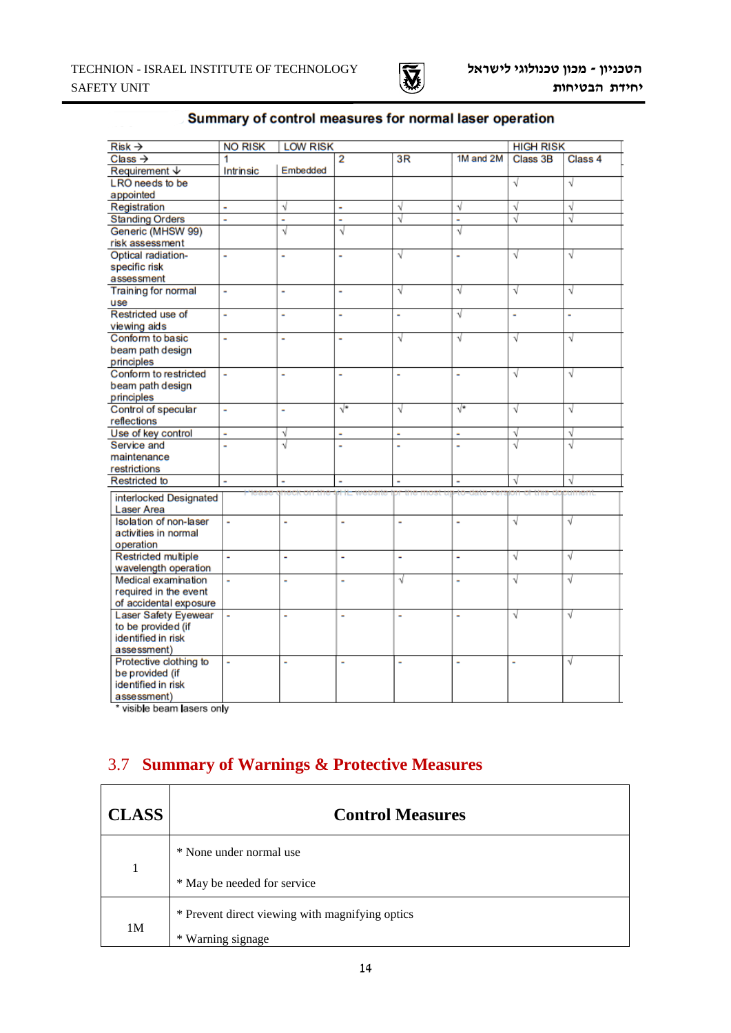**Summary of control measures for normal laser operation**

| Risk → | NO RISK | LOW RISK | | | | HIGH RISK | |
|---|---|---|---|---|---|---|---|
| Class → | 1 | | 2 | 3R | 1M and 2M | Class 3B | Class 4 |
| Requirement ↓ | Intrinsic | Embedded | | | | | |
| LRO needs to be appointed | | | | | | √ | √ |
| Registration | - | √ | - | √ | √ | √ | √ |
| Standing Orders | - | - | - | √ | - | √ | √ |
| Generic (MHSW 99) risk assessment | | √ | √ | | √ | | |
| Optical radiation-specific risk assessment | - | - | - | √ | - | √ | √ |
| Training for normal use | - | - | - | √ | √ | √ | √ |
| Restricted use of viewing aids | - | - | - | - | √ | - | - |
| Conform to basic beam path design principles | - | - | - | √ | √ | √ | √ |
| Conform to restricted beam path design principles | - | - | - | - | - | √ | √ |
| Control of specular reflections | - | - | √* | √ | √* | √ | √ |
| Use of key control | - | √ | - | - | - | √ | √ |
| Service and maintenance restrictions | - | √ | - | - | - | √ | √ |
| Restricted to interlocked Designated Laser Area | - | - | - | - | - | √ | √ |
| Isolation of non-laser activities in normal operation | - | - | - | - | - | √ | √ |
| Restricted multiple wavelength operation | - | - | - | - | - | √ | √ |
| Medical examination required in the event of accidental exposure | - | - | - | √ | - | √ | √ |
| Laser Safety Eyewear to be provided (if identified in risk assessment) | - | - | - | - | - | √ | √ |
| Protective clothing to be provided (if identified in risk assessment) | - | - | - | - | - | - | √ |

\* visible beam lasers only

## 3.7 Summary of Warnings & Protective Measures

| CLASS | Control Measures |
|---|---|
| 1 | * None under normal use<br>* May be needed for service |
| 1M | * Prevent direct viewing with magnifying optics<br>* Warning signage |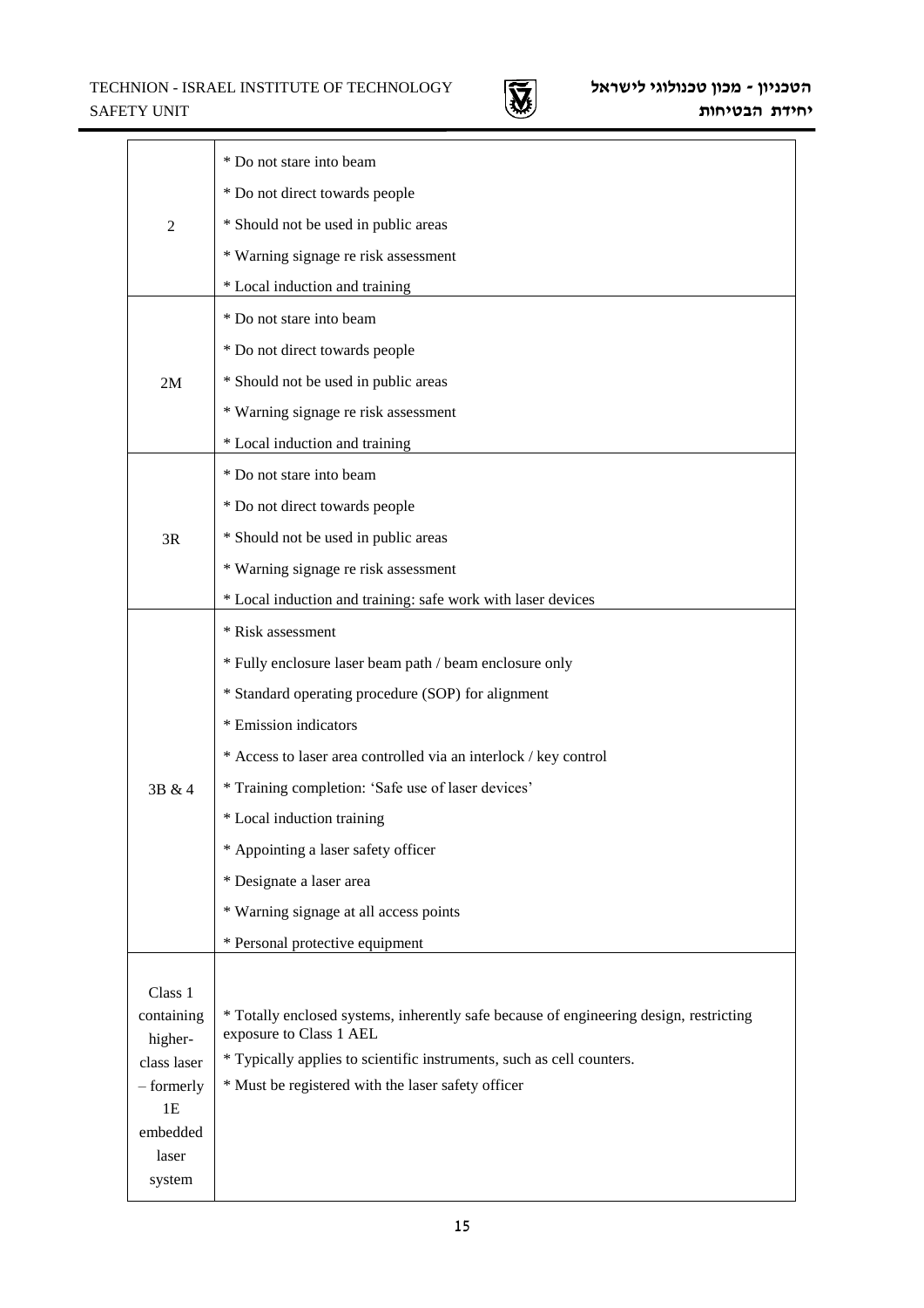| | |
|---|---|
| 2 | * Do not stare into beam<br>* Do not direct towards people<br>* Should not be used in public areas<br>* Warning signage re risk assessment<br>* Local induction and training |
| 2M | * Do not stare into beam<br>* Do not direct towards people<br>* Should not be used in public areas<br>* Warning signage re risk assessment<br>* Local induction and training |
| 3R | * Do not stare into beam<br>* Do not direct towards people<br>* Should not be used in public areas<br>* Warning signage re risk assessment<br>* Local induction and training: safe work with laser devices |
| 3B & 4 | * Risk assessment<br>* Fully enclosure laser beam path / beam enclosure only<br>* Standard operating procedure (SOP) for alignment<br>* Emission indicators<br>* Access to laser area controlled via an interlock / key control<br>* Training completion: 'Safe use of laser devices'<br>* Local induction training<br>* Appointing a laser safety officer<br>* Designate a laser area<br>* Warning signage at all access points<br>* Personal protective equipment |
| Class 1 containing higher-class laser – formerly 1E embedded laser system | * Totally enclosed systems, inherently safe because of engineering design, restricting exposure to Class 1 AEL<br>* Typically applies to scientific instruments, such as cell counters.<br>* Must be registered with the laser safety officer |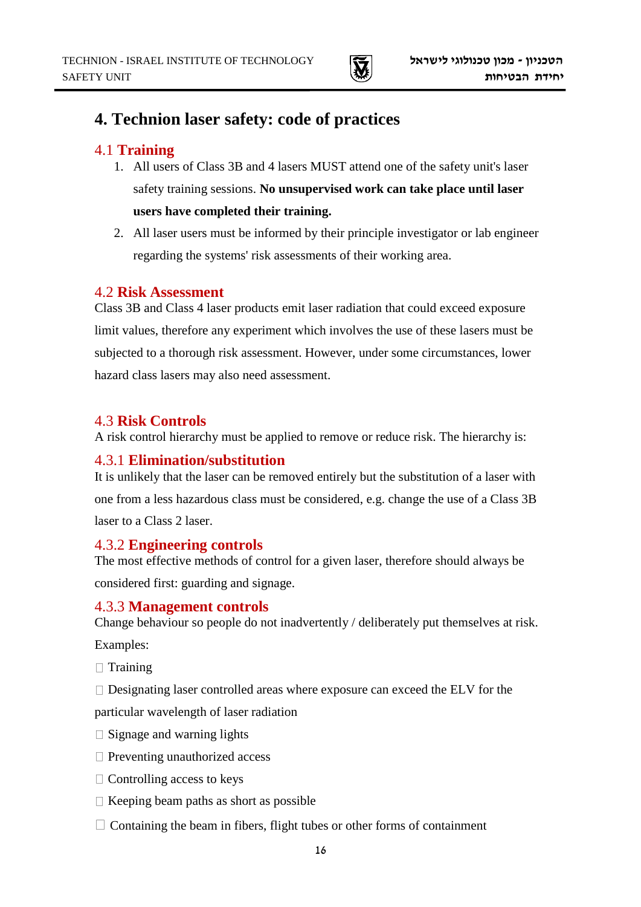# 4. Technion laser safety: code of practices

## 4.1 Training

1. All users of Class 3B and 4 lasers MUST attend one of the safety unit's laser safety training sessions. **No unsupervised work can take place until laser users have completed their training.**
2. All laser users must be informed by their principle investigator or lab engineer regarding the systems' risk assessments of their working area.

## 4.2 Risk Assessment

Class 3B and Class 4 laser products emit laser radiation that could exceed exposure limit values, therefore any experiment which involves the use of these lasers must be subjected to a thorough risk assessment. However, under some circumstances, lower hazard class lasers may also need assessment.

## 4.3 Risk Controls

A risk control hierarchy must be applied to remove or reduce risk. The hierarchy is:

### 4.3.1 Elimination/substitution

It is unlikely that the laser can be removed entirely but the substitution of a laser with one from a less hazardous class must be considered, e.g. change the use of a Class 3B laser to a Class 2 laser.

### 4.3.2 Engineering controls

The most effective methods of control for a given laser, therefore should always be considered first: guarding and signage.

### 4.3.3 Management controls

Change behaviour so people do not inadvertently / deliberately put themselves at risk.

Examples:

- Training
- Designating laser controlled areas where exposure can exceed the ELV for the particular wavelength of laser radiation
- Signage and warning lights
- Preventing unauthorized access
- Controlling access to keys
- Keeping beam paths as short as possible
- Containing the beam in fibers, flight tubes or other forms of containment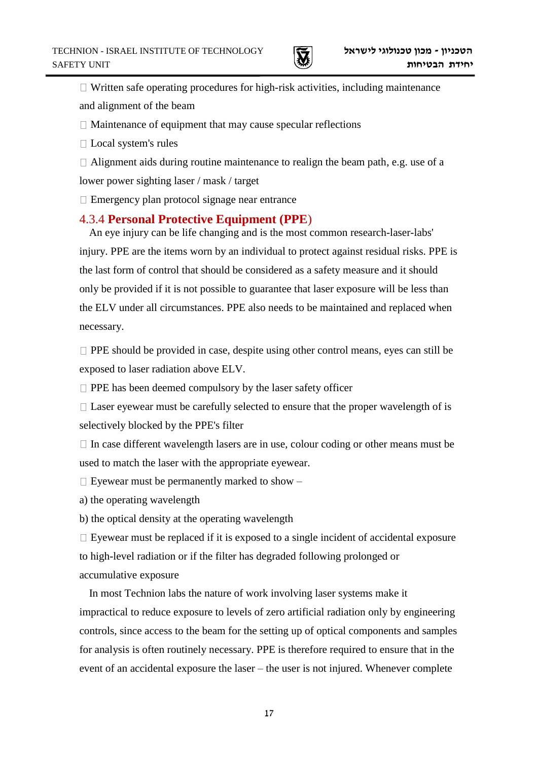- Written safe operating procedures for high-risk activities, including maintenance and alignment of the beam
- Maintenance of equipment that may cause specular reflections
- Local system's rules
- Alignment aids during routine maintenance to realign the beam path, e.g. use of a lower power sighting laser / mask / target
- Emergency plan protocol signage near entrance

### 4.3.4 Personal Protective Equipment (PPE)

An eye injury can be life changing and is the most common research-laser-labs' injury. PPE are the items worn by an individual to protect against residual risks. PPE is the last form of control that should be considered as a safety measure and it should only be provided if it is not possible to guarantee that laser exposure will be less than the ELV under all circumstances. PPE also needs to be maintained and replaced when necessary.

- PPE should be provided in case, despite using other control means, eyes can still be exposed to laser radiation above ELV.
- PPE has been deemed compulsory by the laser safety officer
- Laser eyewear must be carefully selected to ensure that the proper wavelength of is selectively blocked by the PPE's filter
- In case different wavelength lasers are in use, colour coding or other means must be used to match the laser with the appropriate eyewear.
- Eyewear must be permanently marked to show –

a) the operating wavelength

b) the optical density at the operating wavelength

- Eyewear must be replaced if it is exposed to a single incident of accidental exposure to high-level radiation or if the filter has degraded following prolonged or accumulative exposure

In most Technion labs the nature of work involving laser systems make it impractical to reduce exposure to levels of zero artificial radiation only by engineering controls, since access to the beam for the setting up of optical components and samples for analysis is often routinely necessary. PPE is therefore required to ensure that in the event of an accidental exposure the laser – the user is not injured. Whenever complete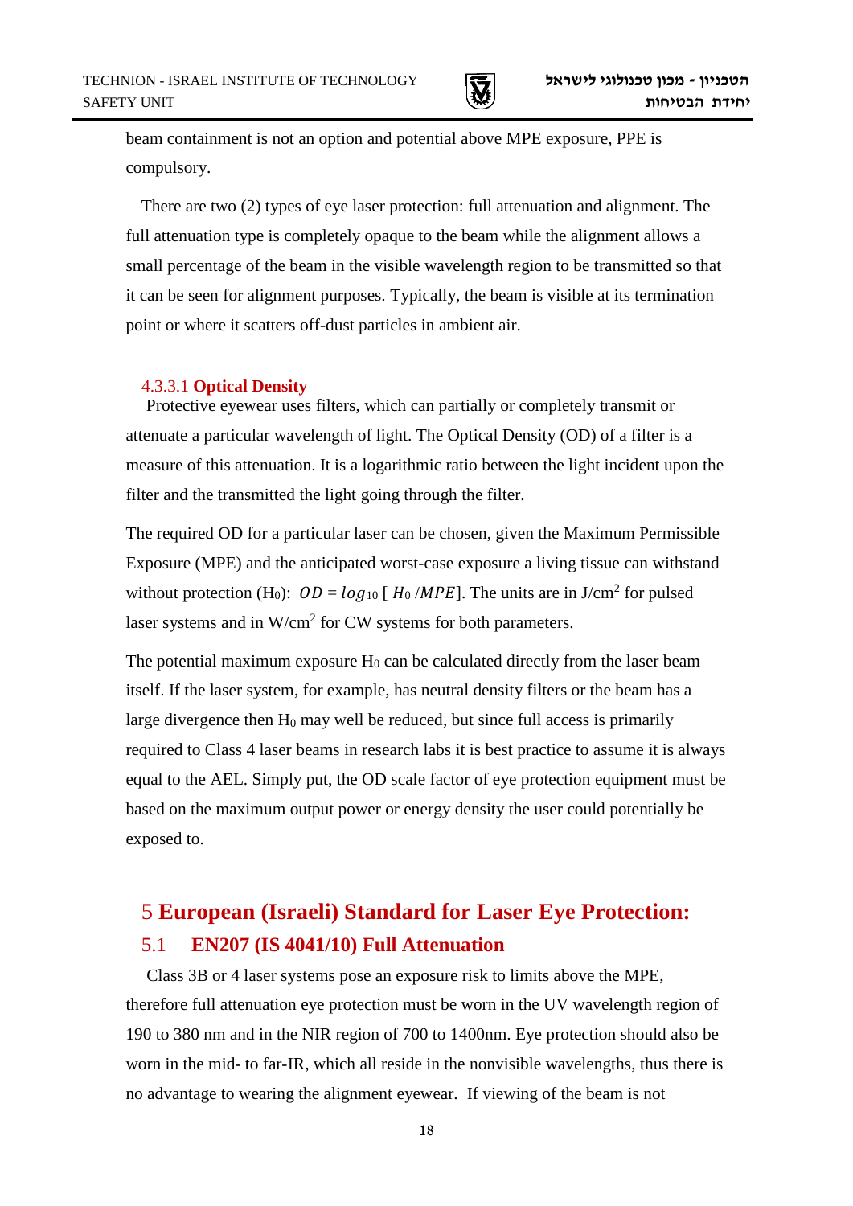beam containment is not an option and potential above MPE exposure, PPE is compulsory.

There are two (2) types of eye laser protection: full attenuation and alignment. The full attenuation type is completely opaque to the beam while the alignment allows a small percentage of the beam in the visible wavelength region to be transmitted so that it can be seen for alignment purposes. Typically, the beam is visible at its termination point or where it scatters off-dust particles in ambient air.

#### 4.3.3.1 Optical Density

Protective eyewear uses filters, which can partially or completely transmit or attenuate a particular wavelength of light. The Optical Density (OD) of a filter is a measure of this attenuation. It is a logarithmic ratio between the light incident upon the filter and the transmitted the light going through the filter.

The required OD for a particular laser can be chosen, given the Maximum Permissible Exposure (MPE) and the anticipated worst-case exposure a living tissue can withstand without protection ($H_0$): $OD = log_{10} [\ H_0 / MPE]$. The units are in J/cm$^2$ for pulsed laser systems and in W/cm$^2$ for CW systems for both parameters.

The potential maximum exposure $H_0$ can be calculated directly from the laser beam itself. If the laser system, for example, has neutral density filters or the beam has a large divergence then $H_0$ may well be reduced, but since full access is primarily required to Class 4 laser beams in research labs it is best practice to assume it is always equal to the AEL. Simply put, the OD scale factor of eye protection equipment must be based on the maximum output power or energy density the user could potentially be exposed to.

# 5 European (Israeli) Standard for Laser Eye Protection:

## 5.1 EN207 (IS 4041/10) Full Attenuation

Class 3B or 4 laser systems pose an exposure risk to limits above the MPE, therefore full attenuation eye protection must be worn in the UV wavelength region of 190 to 380 nm and in the NIR region of 700 to 1400nm. Eye protection should also be worn in the mid- to far-IR, which all reside in the nonvisible wavelengths, thus there is no advantage to wearing the alignment eyewear. If viewing of the beam is not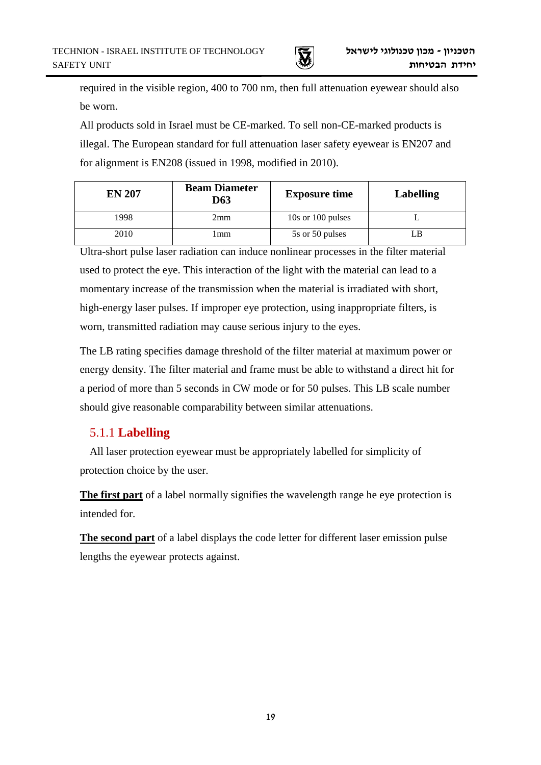required in the visible region, 400 to 700 nm, then full attenuation eyewear should also be worn.

All products sold in Israel must be CE-marked. To sell non-CE-marked products is illegal. The European standard for full attenuation laser safety eyewear is EN207 and for alignment is EN208 (issued in 1998, modified in 2010).

| **EN 207** | **Beam Diameter D63** | **Exposure time** | **Labelling** |
|---|---|---|---|
| 1998 | 2mm | 10s or 100 pulses | L |
| 2010 | 1mm | 5s or 50 pulses | LB |

Ultra-short pulse laser radiation can induce nonlinear processes in the filter material used to protect the eye. This interaction of the light with the material can lead to a momentary increase of the transmission when the material is irradiated with short, high-energy laser pulses. If improper eye protection, using inappropriate filters, is worn, transmitted radiation may cause serious injury to the eyes.

The LB rating specifies damage threshold of the filter material at maximum power or energy density. The filter material and frame must be able to withstand a direct hit for a period of more than 5 seconds in CW mode or for 50 pulses. This LB scale number should give reasonable comparability between similar attenuations.

### 5.1.1 **Labelling**

All laser protection eyewear must be appropriately labelled for simplicity of protection choice by the user.

**The first part** of a label normally signifies the wavelength range he eye protection is intended for.

**The second part** of a label displays the code letter for different laser emission pulse lengths the eyewear protects against.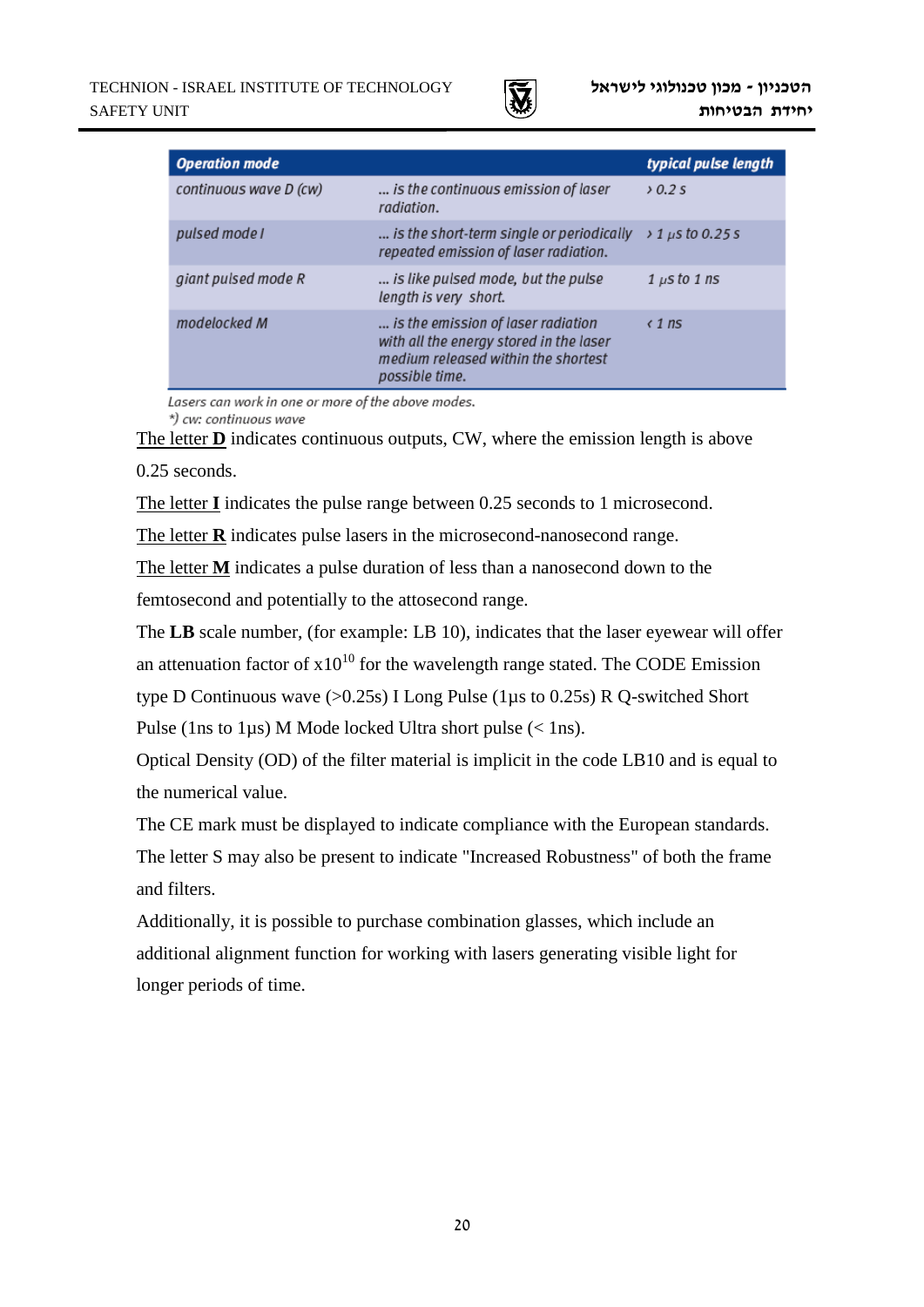| Operation mode | | typical pulse length |
|---|---|---|
| continuous wave D (cw) | ... is the continuous emission of laser radiation. | › 0.2 s |
| pulsed mode I | ... is the short-term single or periodically repeated emission of laser radiation. | › 1 μs to 0.25 s |
| giant pulsed mode R | ... is like pulsed mode, but the pulse length is very short. | 1 μs to 1 ns |
| modelocked M | ... is the emission of laser radiation with all the energy stored in the laser medium released within the shortest possible time. | ‹ 1 ns |

*Lasers can work in one or more of the above modes.*
*\*) cw: continuous wave*

The letter **D** indicates continuous outputs, CW, where the emission length is above 0.25 seconds.

The letter **I** indicates the pulse range between 0.25 seconds to 1 microsecond.

The letter **R** indicates pulse lasers in the microsecond-nanosecond range.

The letter **M** indicates a pulse duration of less than a nanosecond down to the femtosecond and potentially to the attosecond range.

The **LB** scale number, (for example: LB 10), indicates that the laser eyewear will offer an attenuation factor of x$10^{10}$ for the wavelength range stated. The CODE Emission type D Continuous wave (>0.25s) I Long Pulse (1µs to 0.25s) R Q-switched Short Pulse (1ns to 1µs) M Mode locked Ultra short pulse (< 1ns).

Optical Density (OD) of the filter material is implicit in the code LB10 and is equal to the numerical value.

The CE mark must be displayed to indicate compliance with the European standards. The letter S may also be present to indicate "Increased Robustness" of both the frame and filters.

Additionally, it is possible to purchase combination glasses, which include an additional alignment function for working with lasers generating visible light for longer periods of time.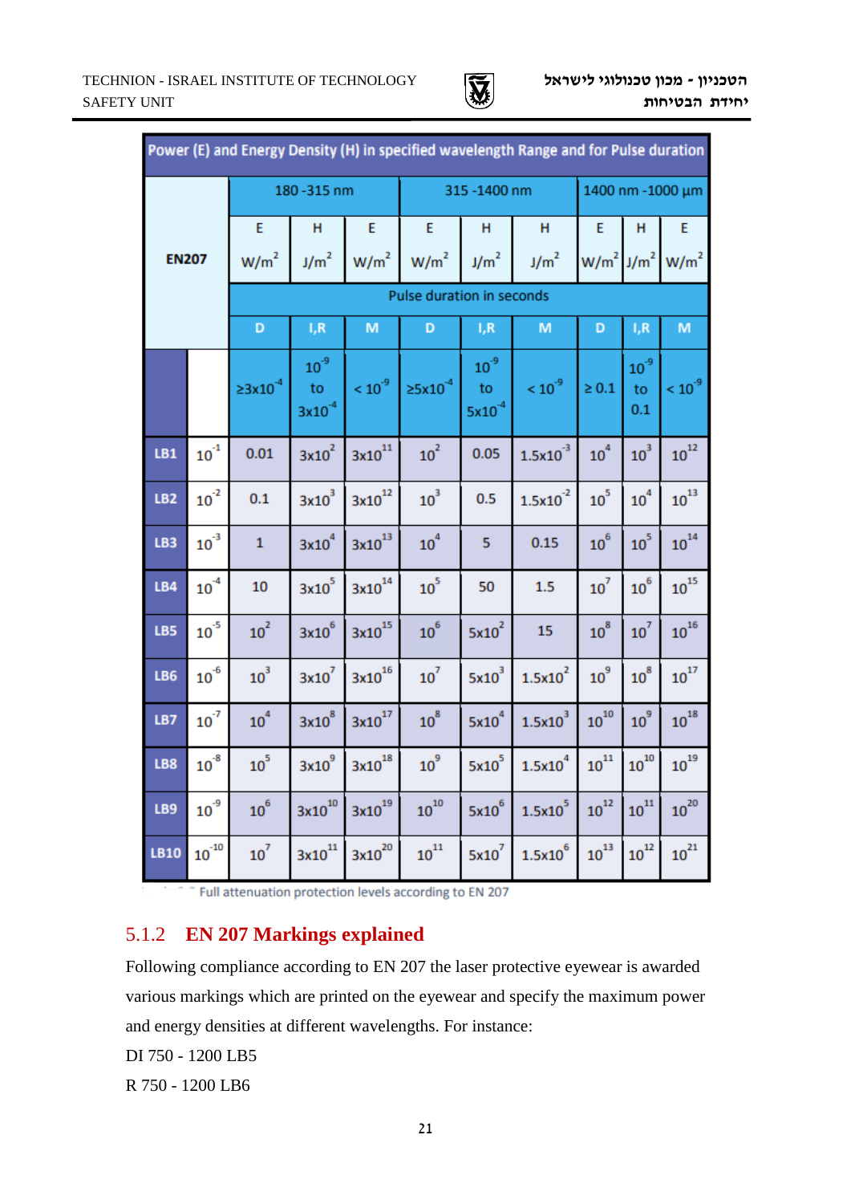| Power (E) and Energy Density (H) in specified wavelength Range and for Pulse duration | | | | | | | | | | |
|---|---|---|---|---|---|---|---|---|---|---|
| EN207 | | 180 -315 nm | | | 315 -1400 nm | | | 1400 nm -1000 µm | | |
| | | E W/m$^2$ | H J/m$^2$ | E W/m$^2$ | E W/m$^2$ | H J/m$^2$ | H J/m$^2$ | E W/m$^2$ | H J/m$^2$ | E W/m$^2$ |
| | | Pulse duration in seconds | | | | | | | | |
| | | D | I,R | M | D | I,R | M | D | I,R | M |
| | | ≥3x10$^{-4}$ | 10$^{-9}$ to 3x10$^{-4}$ | < 10$^{-9}$ | ≥5x10$^{-4}$ | 10$^{-9}$ to 5x10$^{-4}$ | < 10$^{-9}$ | ≥ 0.1 | 10$^{-9}$ to 0.1 | < 10$^{-9}$ |
| LB1 | 10$^{-1}$ | 0.01 | 3x10$^{2}$ | 3x10$^{11}$ | 10$^{2}$ | 0.05 | 1.5x10$^{-3}$ | 10$^{4}$ | 10$^{3}$ | 10$^{12}$ |
| LB2 | 10$^{-2}$ | 0.1 | 3x10$^{3}$ | 3x10$^{12}$ | 10$^{3}$ | 0.5 | 1.5x10$^{-2}$ | 10$^{5}$ | 10$^{4}$ | 10$^{13}$ |
| LB3 | 10$^{-3}$ | 1 | 3x10$^{4}$ | 3x10$^{13}$ | 10$^{4}$ | 5 | 0.15 | 10$^{6}$ | 10$^{5}$ | 10$^{14}$ |
| LB4 | 10$^{-4}$ | 10 | 3x10$^{5}$ | 3x10$^{14}$ | 10$^{5}$ | 50 | 1.5 | 10$^{7}$ | 10$^{6}$ | 10$^{15}$ |
| LB5 | 10$^{-5}$ | 10$^{2}$ | 3x10$^{6}$ | 3x10$^{15}$ | 10$^{6}$ | 5x10$^{2}$ | 15 | 10$^{8}$ | 10$^{7}$ | 10$^{16}$ |
| LB6 | 10$^{-6}$ | 10$^{3}$ | 3x10$^{7}$ | 3x10$^{16}$ | 10$^{7}$ | 5x10$^{3}$ | 1.5x10$^{2}$ | 10$^{9}$ | 10$^{8}$ | 10$^{17}$ |
| LB7 | 10$^{-7}$ | 10$^{4}$ | 3x10$^{8}$ | 3x10$^{17}$ | 10$^{8}$ | 5x10$^{4}$ | 1.5x10$^{3}$ | 10$^{10}$ | 10$^{9}$ | 10$^{18}$ |
| LB8 | 10$^{-8}$ | 10$^{5}$ | 3x10$^{9}$ | 3x10$^{18}$ | 10$^{9}$ | 5x10$^{5}$ | 1.5x10$^{4}$ | 10$^{11}$ | 10$^{10}$ | 10$^{19}$ |
| LB9 | 10$^{-9}$ | 10$^{6}$ | 3x10$^{10}$ | 3x10$^{19}$ | 10$^{10}$ | 5x10$^{6}$ | 1.5x10$^{5}$ | 10$^{12}$ | 10$^{11}$ | 10$^{20}$ |
| LB10 | 10$^{-10}$ | 10$^{7}$ | 3x10$^{11}$ | 3x10$^{20}$ | 10$^{11}$ | 5x10$^{7}$ | 1.5x10$^{6}$ | 10$^{13}$ | 10$^{12}$ | 10$^{21}$ |

Full attenuation protection levels according to EN 207

### 5.1.2 EN 207 Markings explained

Following compliance according to EN 207 the laser protective eyewear is awarded various markings which are printed on the eyewear and specify the maximum power and energy densities at different wavelengths. For instance:

DI 750 - 1200 LB5

R 750 - 1200 LB6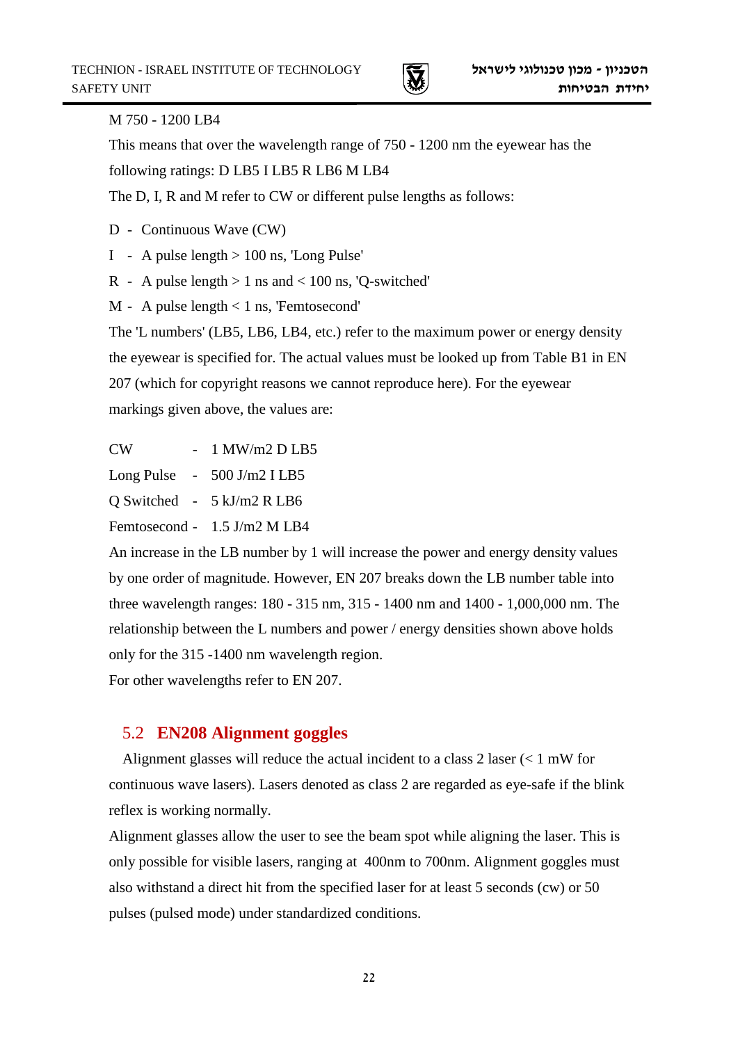M 750 - 1200 LB4

This means that over the wavelength range of 750 - 1200 nm the eyewear has the following ratings: D LB5 I LB5 R LB6 M LB4

The D, I, R and M refer to CW or different pulse lengths as follows:

- D - Continuous Wave (CW)
- I - A pulse length > 100 ns, 'Long Pulse'
- R - A pulse length > 1 ns and < 100 ns, 'Q-switched'
- M - A pulse length < 1 ns, 'Femtosecond'

The 'L numbers' (LB5, LB6, LB4, etc.) refer to the maximum power or energy density the eyewear is specified for. The actual values must be looked up from Table B1 in EN 207 (which for copyright reasons we cannot reproduce here). For the eyewear markings given above, the values are:

CW - 1 MW/m2 D LB5

Long Pulse - 500 J/m2 I LB5

Q Switched - 5 kJ/m2 R LB6

Femtosecond - 1.5 J/m2 M LB4

An increase in the LB number by 1 will increase the power and energy density values by one order of magnitude. However, EN 207 breaks down the LB number table into three wavelength ranges: 180 - 315 nm, 315 - 1400 nm and 1400 - 1,000,000 nm. The relationship between the L numbers and power / energy densities shown above holds only for the 315 -1400 nm wavelength region.

For other wavelengths refer to EN 207.

## 5.2 EN208 Alignment goggles

Alignment glasses will reduce the actual incident to a class 2 laser (< 1 mW for continuous wave lasers). Lasers denoted as class 2 are regarded as eye-safe if the blink reflex is working normally.

Alignment glasses allow the user to see the beam spot while aligning the laser. This is only possible for visible lasers, ranging at 400nm to 700nm. Alignment goggles must also withstand a direct hit from the specified laser for at least 5 seconds (cw) or 50 pulses (pulsed mode) under standardized conditions.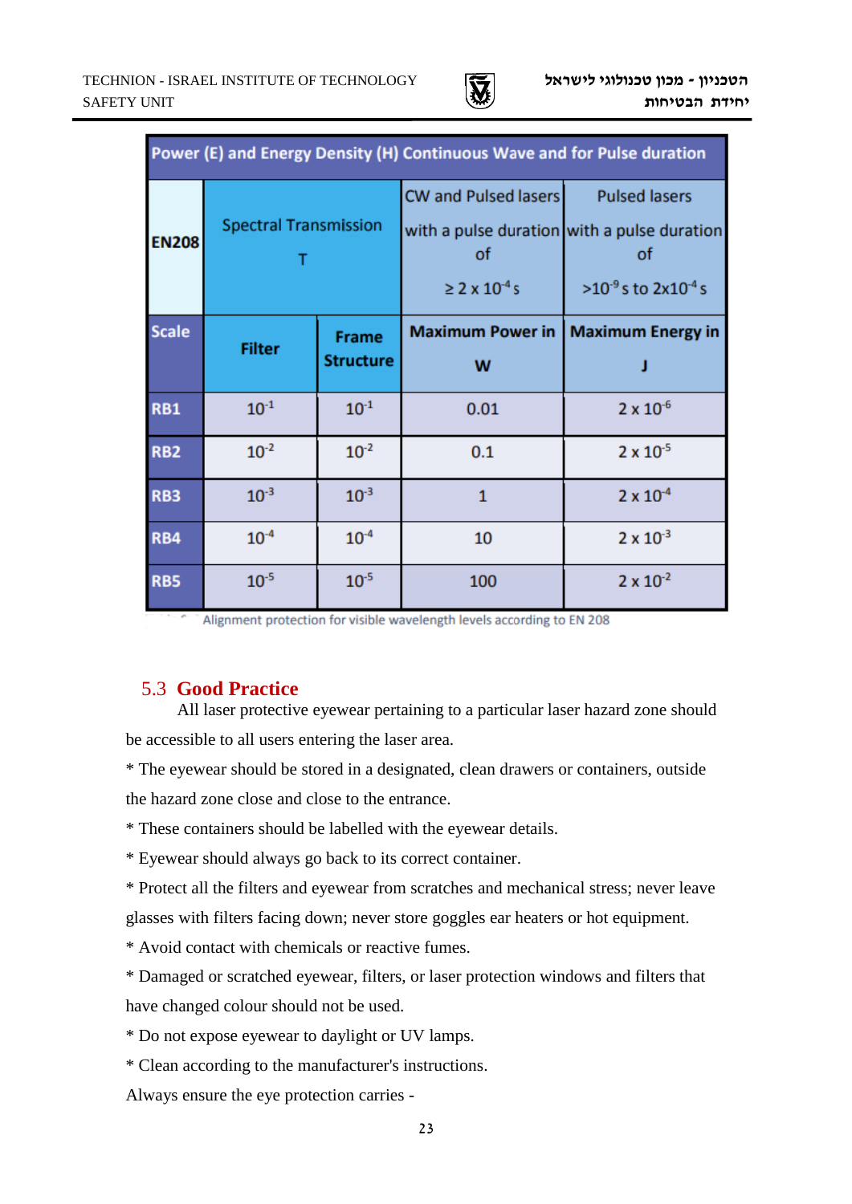| Power (E) and Energy Density (H) Continuous Wave and for Pulse duration | | | | |
|---|---|---|---|---|
| **EN208** | Spectral Transmission T | | CW and Pulsed lasers with a pulse duration of $\geq 2 \times 10^{-4}$ s | Pulsed lasers with a pulse duration of $>10^{-9}$ s to $2 \times 10^{-4}$ s |
| **Scale** | **Filter** | **Frame Structure** | **Maximum Power in W** | **Maximum Energy in J** |
| **RB1** | $10^{-1}$ | $10^{-1}$ | 0.01 | $2 \times 10^{-6}$ |
| **RB2** | $10^{-2}$ | $10^{-2}$ | 0.1 | $2 \times 10^{-5}$ |
| **RB3** | $10^{-3}$ | $10^{-3}$ | 1 | $2 \times 10^{-4}$ |
| **RB4** | $10^{-4}$ | $10^{-4}$ | 10 | $2 \times 10^{-3}$ |
| **RB5** | $10^{-5}$ | $10^{-5}$ | 100 | $2 \times 10^{-2}$ |

Alignment protection for visible wavelength levels according to EN 208

## 5.3 Good Practice

All laser protective eyewear pertaining to a particular laser hazard zone should be accessible to all users entering the laser area.

* The eyewear should be stored in a designated, clean drawers or containers, outside the hazard zone close and close to the entrance.

* These containers should be labelled with the eyewear details.

* Eyewear should always go back to its correct container.

* Protect all the filters and eyewear from scratches and mechanical stress; never leave glasses with filters facing down; never store goggles ear heaters or hot equipment.

* Avoid contact with chemicals or reactive fumes.

* Damaged or scratched eyewear, filters, or laser protection windows and filters that have changed colour should not be used.

* Do not expose eyewear to daylight or UV lamps.

* Clean according to the manufacturer's instructions.

Always ensure the eye protection carries -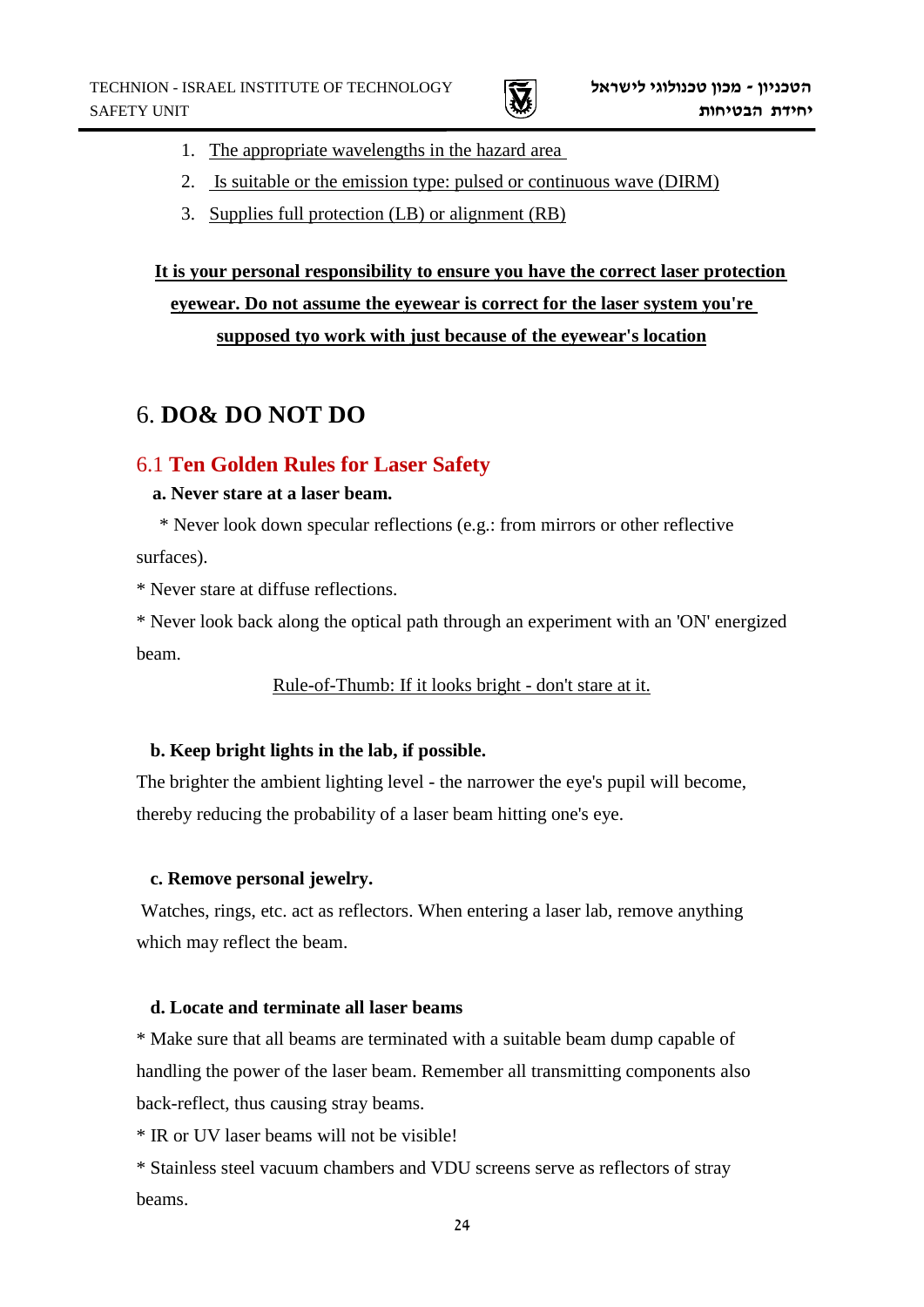1. <u>The appropriate wavelengths in the hazard area</u>
2. <u>Is suitable or the emission type: pulsed or continuous wave (DIRM)</u>
3. <u>Supplies full protection (LB) or alignment (RB)</u>

**<u>It is your personal responsibility to ensure you have the correct laser protection eyewear. Do not assume the eyewear is correct for the laser system you're supposed tyo work with just because of the eyewear's location</u>**

# 6. DO& DO NOT DO

## 6.1 Ten Golden Rules for Laser Safety

**a. Never stare at a laser beam.**

* Never look down specular reflections (e.g.: from mirrors or other reflective surfaces).

* Never stare at diffuse reflections.

* Never look back along the optical path through an experiment with an 'ON' energized beam.

<u>Rule-of-Thumb: If it looks bright - don't stare at it.</u>

**b. Keep bright lights in the lab, if possible.**

The brighter the ambient lighting level - the narrower the eye's pupil will become, thereby reducing the probability of a laser beam hitting one's eye.

**c. Remove personal jewelry.**

Watches, rings, etc. act as reflectors. When entering a laser lab, remove anything which may reflect the beam.

**d. Locate and terminate all laser beams**

* Make sure that all beams are terminated with a suitable beam dump capable of handling the power of the laser beam. Remember all transmitting components also back-reflect, thus causing stray beams.

* IR or UV laser beams will not be visible!

* Stainless steel vacuum chambers and VDU screens serve as reflectors of stray beams.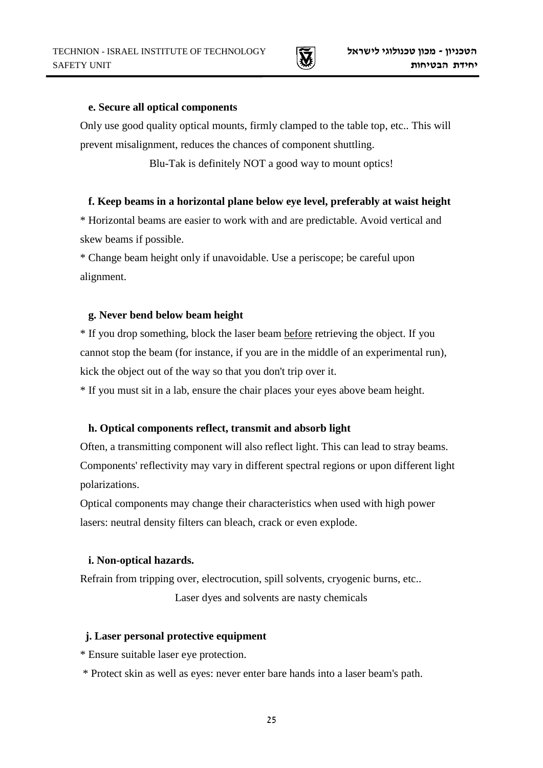**e. Secure all optical components**

Only use good quality optical mounts, firmly clamped to the table top, etc.. This will prevent misalignment, reduces the chances of component shuttling.

Blu-Tak is definitely NOT a good way to mount optics!

**f. Keep beams in a horizontal plane below eye level, preferably at waist height**

* Horizontal beams are easier to work with and are predictable. Avoid vertical and skew beams if possible.

* Change beam height only if unavoidable. Use a periscope; be careful upon alignment.

**g. Never bend below beam height**

* If you drop something, block the laser beam before retrieving the object. If you cannot stop the beam (for instance, if you are in the middle of an experimental run), kick the object out of the way so that you don't trip over it.

* If you must sit in a lab, ensure the chair places your eyes above beam height.

**h. Optical components reflect, transmit and absorb light**

Often, a transmitting component will also reflect light. This can lead to stray beams. Components' reflectivity may vary in different spectral regions or upon different light polarizations.

Optical components may change their characteristics when used with high power lasers: neutral density filters can bleach, crack or even explode.

**i. Non-optical hazards.**

Refrain from tripping over, electrocution, spill solvents, cryogenic burns, etc..

Laser dyes and solvents are nasty chemicals

**j. Laser personal protective equipment**

* Ensure suitable laser eye protection.

* Protect skin as well as eyes: never enter bare hands into a laser beam's path.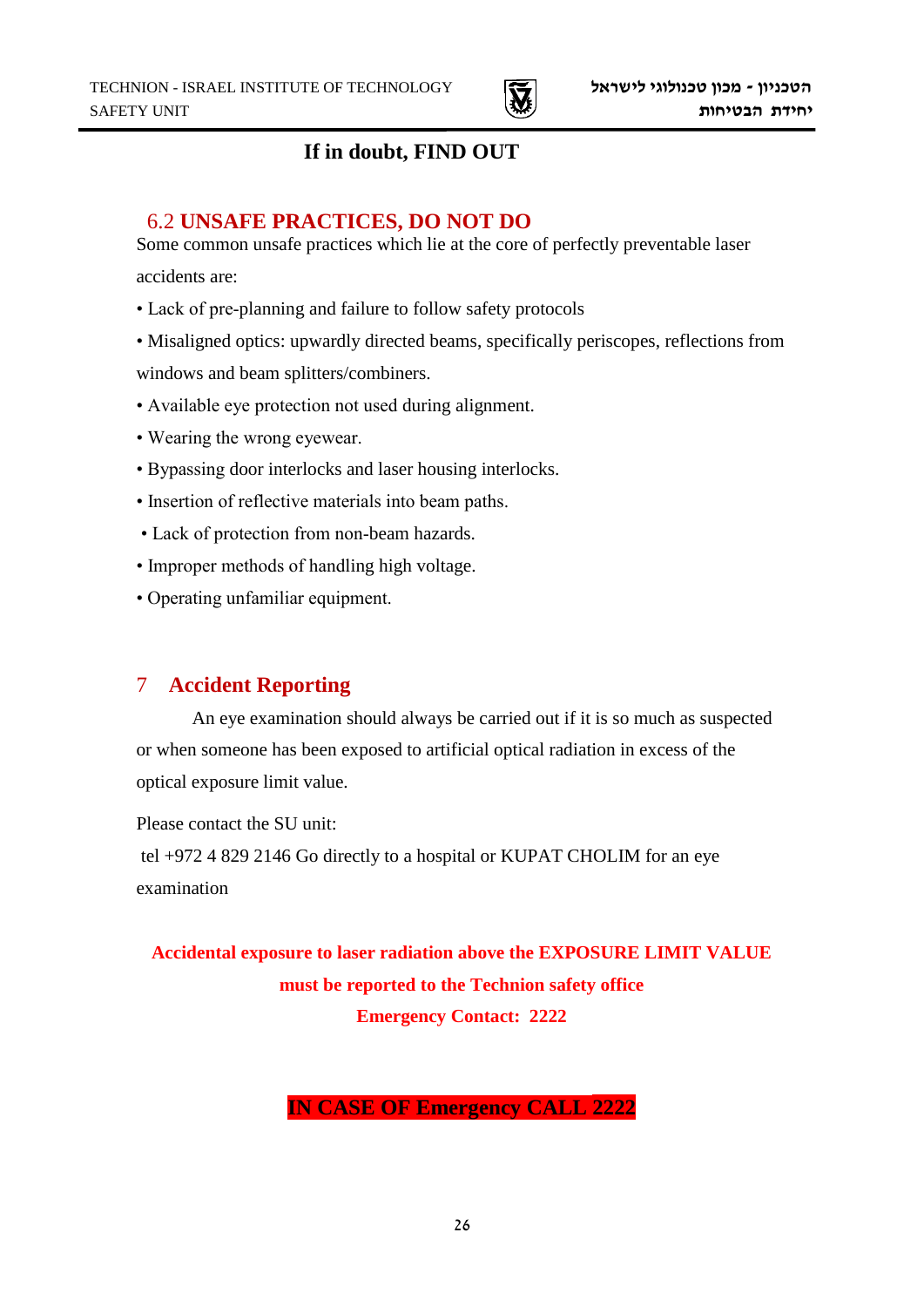**If in doubt, FIND OUT**

## 6.2 UNSAFE PRACTICES, DO NOT DO

Some common unsafe practices which lie at the core of perfectly preventable laser accidents are:

- Lack of pre-planning and failure to follow safety protocols
- Misaligned optics: upwardly directed beams, specifically periscopes, reflections from windows and beam splitters/combiners.
- Available eye protection not used during alignment.
- Wearing the wrong eyewear.
- Bypassing door interlocks and laser housing interlocks.
- Insertion of reflective materials into beam paths.
- Lack of protection from non-beam hazards.
- Improper methods of handling high voltage.
- Operating unfamiliar equipment.

# 7 Accident Reporting

An eye examination should always be carried out if it is so much as suspected or when someone has been exposed to artificial optical radiation in excess of the optical exposure limit value.

Please contact the SU unit:

tel +972 4 829 2146 Go directly to a hospital or KUPAT CHOLIM for an eye examination

**Accidental exposure to laser radiation above the EXPOSURE LIMIT VALUE must be reported to the Technion safety office**

**Emergency Contact: 2222**

**IN CASE OF Emergency CALL 2222**